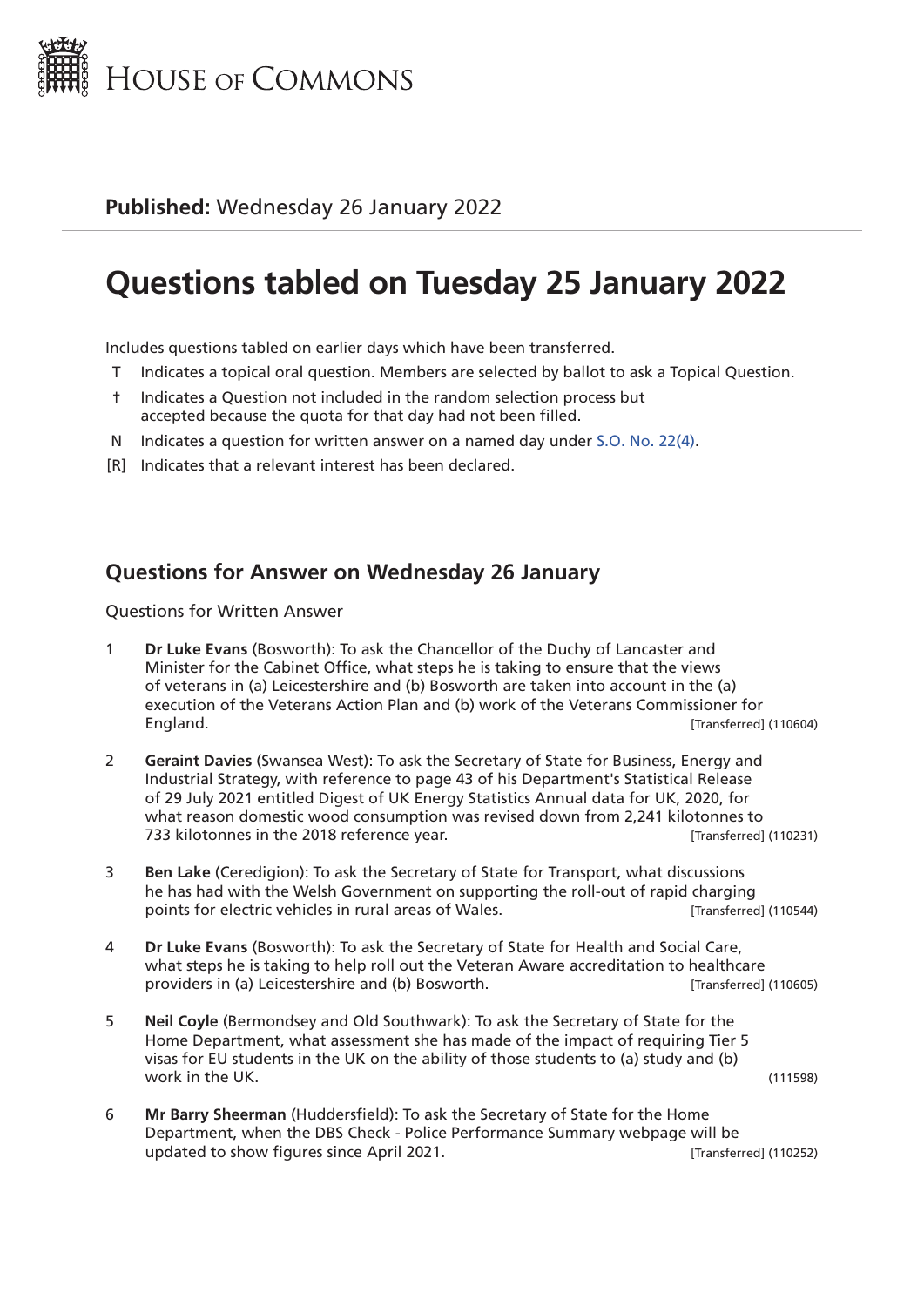HOUSE OF COMMONS

**Published:** Wednesday 26 January 2022

# Questions tabled on Tuesday 25 January 2022

Includes questions tabled on earlier days which have been transferred.

- T Indicates a topical oral question. Members are selected by ballot to ask a Topical Question.
- † Indicates a Question not included in the random selection process but accepted because the quota for that day had not been filled.
- N Indicates a question for written answer on a named day under S.O. No. 22(4).
- [R] Indicates that a relevant interest has been declared.

## Questions for Answer on Wednesday 26 January

Questions for Written Answer

1 **Dr Luke Evans** (Bosworth): To ask the Chancellor of the Duchy of Lancaster and Minister for the Cabinet Office, what steps he is taking to ensure that the views of veterans in (a) Leicestershire and (b) Bosworth are taken into account in the (a) execution of the Veterans Action Plan and (b) work of the Veterans Commissioner for England. [Transferred] (110604)

2 **Geraint Davies** (Swansea West): To ask the Secretary of State for Business, Energy and Industrial Strategy, with reference to page 43 of his Department's Statistical Release of 29 July 2021 entitled Digest of UK Energy Statistics Annual data for UK, 2020, for what reason domestic wood consumption was revised down from 2,241 kilotonnes to 733 kilotonnes in the 2018 reference year. [Transferred] (110231)

3 **Ben Lake** (Ceredigion): To ask the Secretary of State for Transport, what discussions he has had with the Welsh Government on supporting the roll-out of rapid charging points for electric vehicles in rural areas of Wales. [Transferred] (110544)

4 **Dr Luke Evans** (Bosworth): To ask the Secretary of State for Health and Social Care, what steps he is taking to help roll out the Veteran Aware accreditation to healthcare providers in (a) Leicestershire and (b) Bosworth. [Transferred] (110605)

5 **Neil Coyle** (Bermondsey and Old Southwark): To ask the Secretary of State for the Home Department, what assessment she has made of the impact of requiring Tier 5 visas for EU students in the UK on the ability of those students to (a) study and (b) work in the UK. (111598)

6 **Mr Barry Sheerman** (Huddersfield): To ask the Secretary of State for the Home Department, when the DBS Check - Police Performance Summary webpage will be updated to show figures since April 2021. [Transferred] (110252)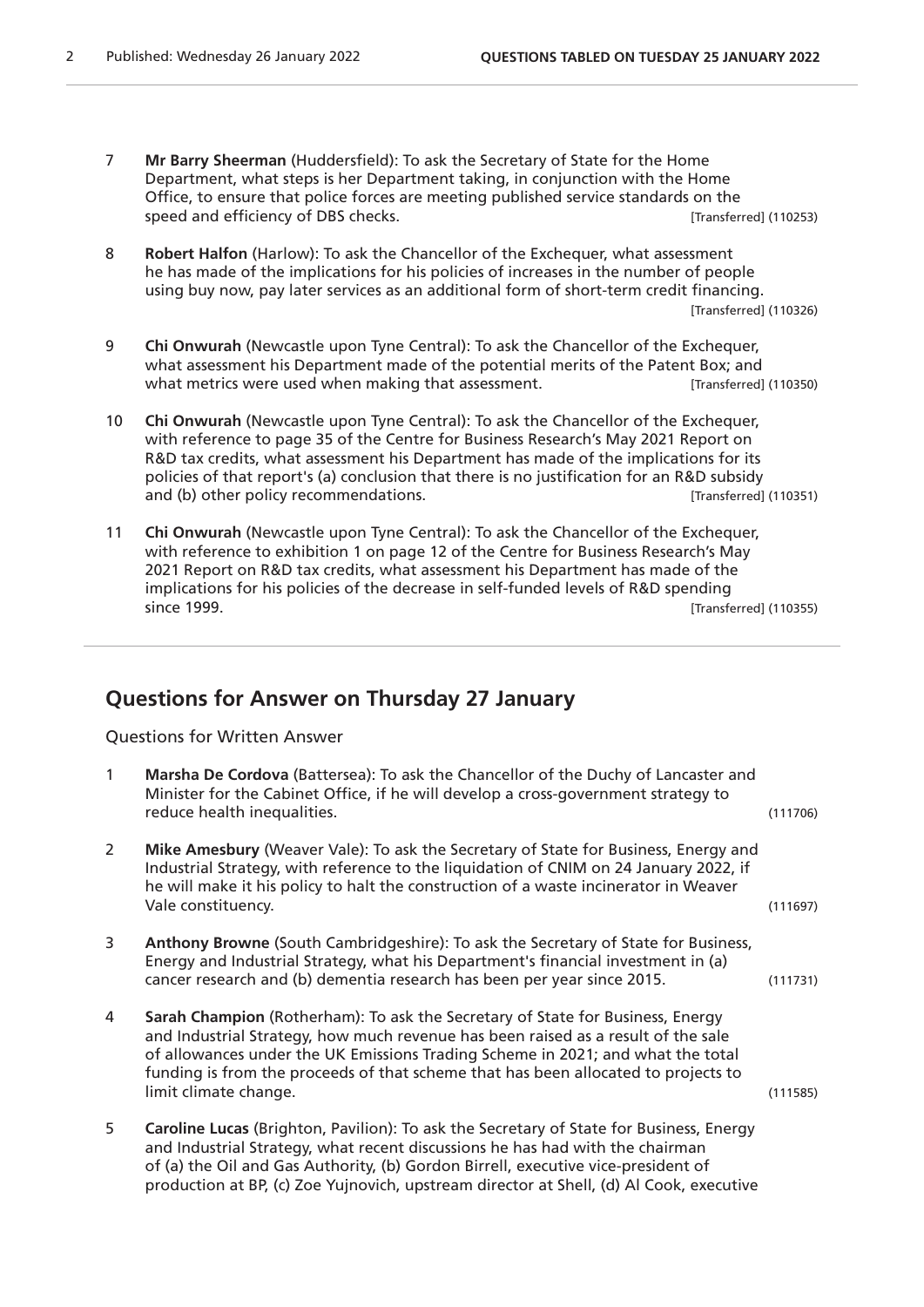7 **Mr Barry Sheerman** (Huddersfield): To ask the Secretary of State for the Home Department, what steps is her Department taking, in conjunction with the Home Office, to ensure that police forces are meeting published service standards on the speed and efficiency of DBS checks. [Transferred] (110253)

8 **Robert Halfon** (Harlow): To ask the Chancellor of the Exchequer, what assessment he has made of the implications for his policies of increases in the number of people using buy now, pay later services as an additional form of short-term credit financing. [Transferred] (110326)

9 **Chi Onwurah** (Newcastle upon Tyne Central): To ask the Chancellor of the Exchequer, what assessment his Department made of the potential merits of the Patent Box; and what metrics were used when making that assessment. [Transferred] (110350)

10 **Chi Onwurah** (Newcastle upon Tyne Central): To ask the Chancellor of the Exchequer, with reference to page 35 of the Centre for Business Research's May 2021 Report on R&D tax credits, what assessment his Department has made of the implications for its policies of that report's (a) conclusion that there is no justification for an R&D subsidy and (b) other policy recommendations. [Transferred] (110351)

11 **Chi Onwurah** (Newcastle upon Tyne Central): To ask the Chancellor of the Exchequer, with reference to exhibition 1 on page 12 of the Centre for Business Research's May 2021 Report on R&D tax credits, what assessment his Department has made of the implications for his policies of the decrease in self-funded levels of R&D spending since 1999. [Transferred] (110355)

## Questions for Answer on Thursday 27 January

Questions for Written Answer

1 **Marsha De Cordova** (Battersea): To ask the Chancellor of the Duchy of Lancaster and Minister for the Cabinet Office, if he will develop a cross-government strategy to reduce health inequalities. (111706)

2 **Mike Amesbury** (Weaver Vale): To ask the Secretary of State for Business, Energy and Industrial Strategy, with reference to the liquidation of CNIM on 24 January 2022, if he will make it his policy to halt the construction of a waste incinerator in Weaver Vale constituency. (111697)

3 **Anthony Browne** (South Cambridgeshire): To ask the Secretary of State for Business, Energy and Industrial Strategy, what his Department's financial investment in (a) cancer research and (b) dementia research has been per year since 2015. (111731)

4 **Sarah Champion** (Rotherham): To ask the Secretary of State for Business, Energy and Industrial Strategy, how much revenue has been raised as a result of the sale of allowances under the UK Emissions Trading Scheme in 2021; and what the total funding is from the proceeds of that scheme that has been allocated to projects to limit climate change. (111585)

5 **Caroline Lucas** (Brighton, Pavilion): To ask the Secretary of State for Business, Energy and Industrial Strategy, what recent discussions he has had with the chairman of (a) the Oil and Gas Authority, (b) Gordon Birrell, executive vice-president of production at BP, (c) Zoe Yujnovich, upstream director at Shell, (d) Al Cook, executive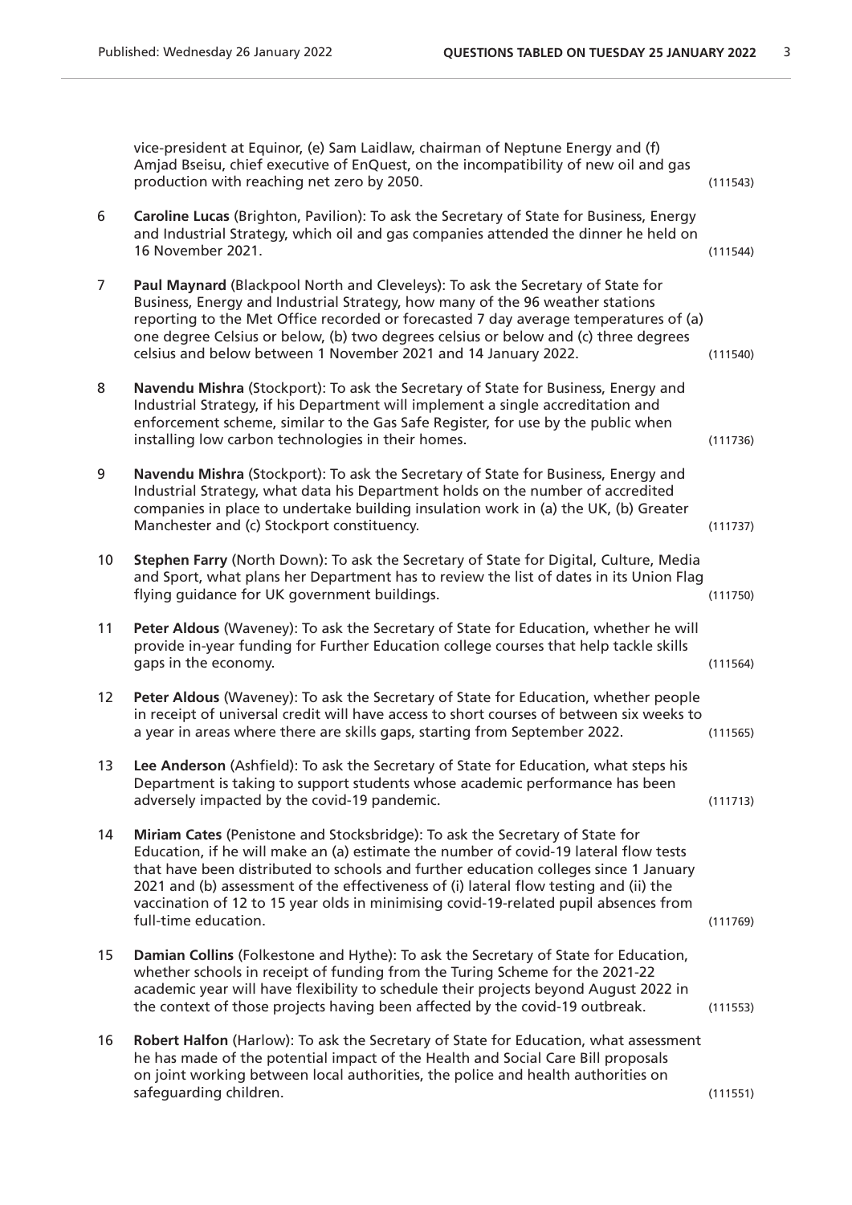vice-president at Equinor, (e) Sam Laidlaw, chairman of Neptune Energy and (f) Amjad Bseisu, chief executive of EnQuest, on the incompatibility of new oil and gas production with reaching net zero by 2050. (111543)

6 **Caroline Lucas** (Brighton, Pavilion): To ask the Secretary of State for Business, Energy and Industrial Strategy, which oil and gas companies attended the dinner he held on 16 November 2021. (111544)

7 **Paul Maynard** (Blackpool North and Cleveleys): To ask the Secretary of State for Business, Energy and Industrial Strategy, how many of the 96 weather stations reporting to the Met Office recorded or forecasted 7 day average temperatures of (a) one degree Celsius or below, (b) two degrees celsius or below and (c) three degrees celsius and below between 1 November 2021 and 14 January 2022. (111540)

8 **Navendu Mishra** (Stockport): To ask the Secretary of State for Business, Energy and Industrial Strategy, if his Department will implement a single accreditation and enforcement scheme, similar to the Gas Safe Register, for use by the public when installing low carbon technologies in their homes. (111736)

9 **Navendu Mishra** (Stockport): To ask the Secretary of State for Business, Energy and Industrial Strategy, what data his Department holds on the number of accredited companies in place to undertake building insulation work in (a) the UK, (b) Greater Manchester and (c) Stockport constituency. (111737)

10 **Stephen Farry** (North Down): To ask the Secretary of State for Digital, Culture, Media and Sport, what plans her Department has to review the list of dates in its Union Flag flying guidance for UK government buildings. (111750)

11 **Peter Aldous** (Waveney): To ask the Secretary of State for Education, whether he will provide in-year funding for Further Education college courses that help tackle skills gaps in the economy. (111564)

12 **Peter Aldous** (Waveney): To ask the Secretary of State for Education, whether people in receipt of universal credit will have access to short courses of between six weeks to a year in areas where there are skills gaps, starting from September 2022. (111565)

13 **Lee Anderson** (Ashfield): To ask the Secretary of State for Education, what steps his Department is taking to support students whose academic performance has been adversely impacted by the covid-19 pandemic. (111713)

14 **Miriam Cates** (Penistone and Stocksbridge): To ask the Secretary of State for Education, if he will make an (a) estimate the number of covid-19 lateral flow tests that have been distributed to schools and further education colleges since 1 January 2021 and (b) assessment of the effectiveness of (i) lateral flow testing and (ii) the vaccination of 12 to 15 year olds in minimising covid-19-related pupil absences from full-time education. (111769)

15 **Damian Collins** (Folkestone and Hythe): To ask the Secretary of State for Education, whether schools in receipt of funding from the Turing Scheme for the 2021-22 academic year will have flexibility to schedule their projects beyond August 2022 in the context of those projects having been affected by the covid-19 outbreak. (111553)

16 **Robert Halfon** (Harlow): To ask the Secretary of State for Education, what assessment he has made of the potential impact of the Health and Social Care Bill proposals on joint working between local authorities, the police and health authorities on safeguarding children. (111551)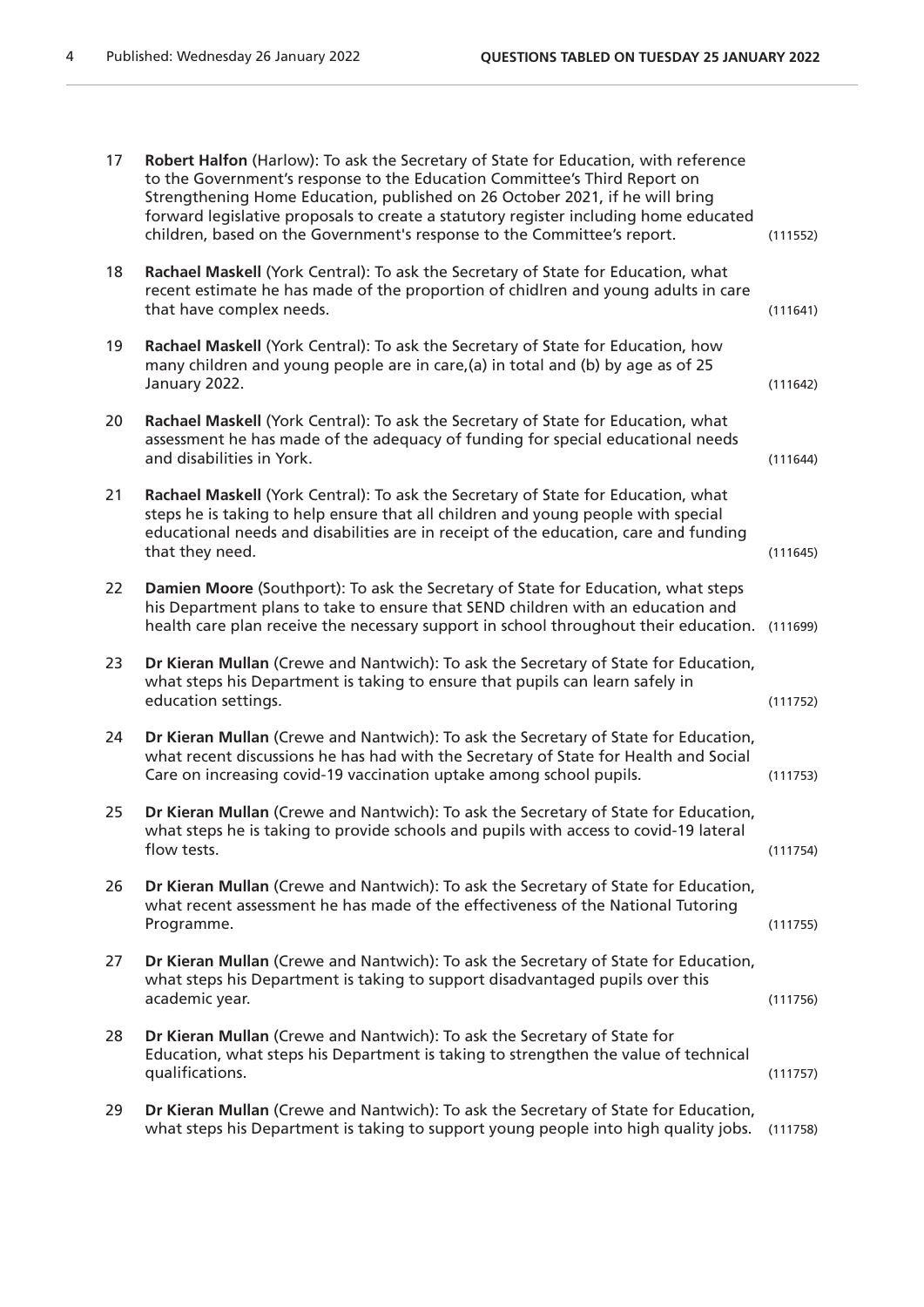17 **Robert Halfon** (Harlow): To ask the Secretary of State for Education, with reference to the Government's response to the Education Committee's Third Report on Strengthening Home Education, published on 26 October 2021, if he will bring forward legislative proposals to create a statutory register including home educated children, based on the Government's response to the Committee's report. (111552)

18 **Rachael Maskell** (York Central): To ask the Secretary of State for Education, what recent estimate he has made of the proportion of chidlren and young adults in care that have complex needs. (111641)

19 **Rachael Maskell** (York Central): To ask the Secretary of State for Education, how many children and young people are in care,(a) in total and (b) by age as of 25 January 2022. (111642)

20 **Rachael Maskell** (York Central): To ask the Secretary of State for Education, what assessment he has made of the adequacy of funding for special educational needs and disabilities in York. (111644)

21 **Rachael Maskell** (York Central): To ask the Secretary of State for Education, what steps he is taking to help ensure that all children and young people with special educational needs and disabilities are in receipt of the education, care and funding that they need. (111645)

22 **Damien Moore** (Southport): To ask the Secretary of State for Education, what steps his Department plans to take to ensure that SEND children with an education and health care plan receive the necessary support in school throughout their education. (111699)

23 **Dr Kieran Mullan** (Crewe and Nantwich): To ask the Secretary of State for Education, what steps his Department is taking to ensure that pupils can learn safely in education settings. (111752)

24 **Dr Kieran Mullan** (Crewe and Nantwich): To ask the Secretary of State for Education, what recent discussions he has had with the Secretary of State for Health and Social Care on increasing covid-19 vaccination uptake among school pupils. (111753)

25 **Dr Kieran Mullan** (Crewe and Nantwich): To ask the Secretary of State for Education, what steps he is taking to provide schools and pupils with access to covid-19 lateral flow tests. (111754)

26 **Dr Kieran Mullan** (Crewe and Nantwich): To ask the Secretary of State for Education, what recent assessment he has made of the effectiveness of the National Tutoring Programme. (111755)

27 **Dr Kieran Mullan** (Crewe and Nantwich): To ask the Secretary of State for Education, what steps his Department is taking to support disadvantaged pupils over this academic year. (111756)

28 **Dr Kieran Mullan** (Crewe and Nantwich): To ask the Secretary of State for Education, what steps his Department is taking to strengthen the value of technical qualifications. (111757)

29 **Dr Kieran Mullan** (Crewe and Nantwich): To ask the Secretary of State for Education, what steps his Department is taking to support young people into high quality jobs. (111758)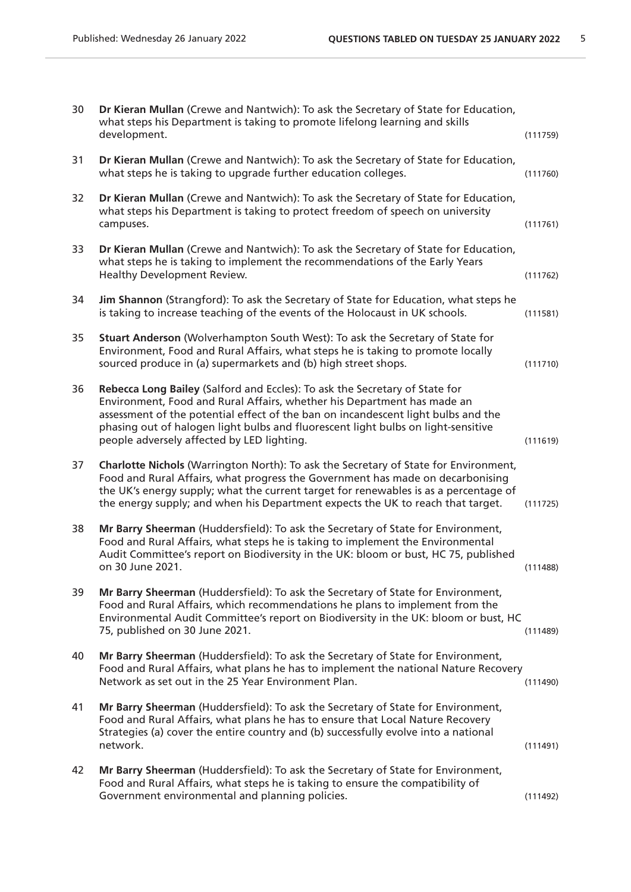30 **Dr Kieran Mullan** (Crewe and Nantwich): To ask the Secretary of State for Education, what steps his Department is taking to promote lifelong learning and skills development. (111759)

31 **Dr Kieran Mullan** (Crewe and Nantwich): To ask the Secretary of State for Education, what steps he is taking to upgrade further education colleges. (111760)

32 **Dr Kieran Mullan** (Crewe and Nantwich): To ask the Secretary of State for Education, what steps his Department is taking to protect freedom of speech on university campuses. (111761)

33 **Dr Kieran Mullan** (Crewe and Nantwich): To ask the Secretary of State for Education, what steps he is taking to implement the recommendations of the Early Years Healthy Development Review. (111762)

34 **Jim Shannon** (Strangford): To ask the Secretary of State for Education, what steps he is taking to increase teaching of the events of the Holocaust in UK schools. (111581)

35 **Stuart Anderson** (Wolverhampton South West): To ask the Secretary of State for Environment, Food and Rural Affairs, what steps he is taking to promote locally sourced produce in (a) supermarkets and (b) high street shops. (111710)

36 **Rebecca Long Bailey** (Salford and Eccles): To ask the Secretary of State for Environment, Food and Rural Affairs, whether his Department has made an assessment of the potential effect of the ban on incandescent light bulbs and the phasing out of halogen light bulbs and fluorescent light bulbs on light-sensitive people adversely affected by LED lighting. (111619)

37 **Charlotte Nichols** (Warrington North): To ask the Secretary of State for Environment, Food and Rural Affairs, what progress the Government has made on decarbonising the UK's energy supply; what the current target for renewables is as a percentage of the energy supply; and when his Department expects the UK to reach that target. (111725)

38 **Mr Barry Sheerman** (Huddersfield): To ask the Secretary of State for Environment, Food and Rural Affairs, what steps he is taking to implement the Environmental Audit Committee's report on Biodiversity in the UK: bloom or bust, HC 75, published on 30 June 2021. (111488)

39 **Mr Barry Sheerman** (Huddersfield): To ask the Secretary of State for Environment, Food and Rural Affairs, which recommendations he plans to implement from the Environmental Audit Committee's report on Biodiversity in the UK: bloom or bust, HC 75, published on 30 June 2021. (111489)

40 **Mr Barry Sheerman** (Huddersfield): To ask the Secretary of State for Environment, Food and Rural Affairs, what plans he has to implement the national Nature Recovery Network as set out in the 25 Year Environment Plan. (111490)

41 **Mr Barry Sheerman** (Huddersfield): To ask the Secretary of State for Environment, Food and Rural Affairs, what plans he has to ensure that Local Nature Recovery Strategies (a) cover the entire country and (b) successfully evolve into a national network. (111491)

42 **Mr Barry Sheerman** (Huddersfield): To ask the Secretary of State for Environment, Food and Rural Affairs, what steps he is taking to ensure the compatibility of Government environmental and planning policies. (111492)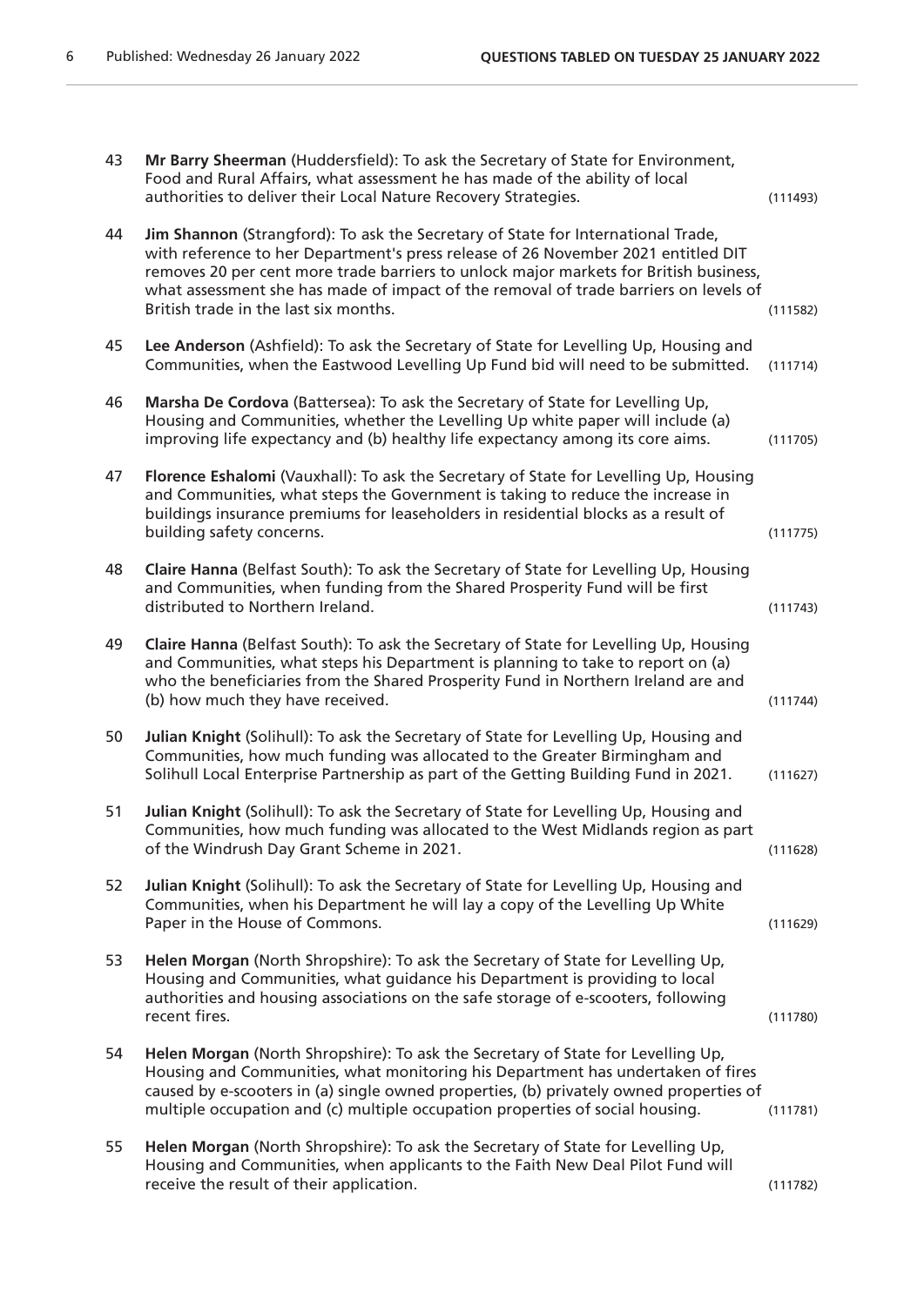43 **Mr Barry Sheerman** (Huddersfield): To ask the Secretary of State for Environment, Food and Rural Affairs, what assessment he has made of the ability of local authorities to deliver their Local Nature Recovery Strategies. (111493)

44 **Jim Shannon** (Strangford): To ask the Secretary of State for International Trade, with reference to her Department's press release of 26 November 2021 entitled DIT removes 20 per cent more trade barriers to unlock major markets for British business, what assessment she has made of impact of the removal of trade barriers on levels of British trade in the last six months. (111582)

45 **Lee Anderson** (Ashfield): To ask the Secretary of State for Levelling Up, Housing and Communities, when the Eastwood Levelling Up Fund bid will need to be submitted. (111714)

46 **Marsha De Cordova** (Battersea): To ask the Secretary of State for Levelling Up, Housing and Communities, whether the Levelling Up white paper will include (a) improving life expectancy and (b) healthy life expectancy among its core aims. (111705)

47 **Florence Eshalomi** (Vauxhall): To ask the Secretary of State for Levelling Up, Housing and Communities, what steps the Government is taking to reduce the increase in buildings insurance premiums for leaseholders in residential blocks as a result of building safety concerns. (111775)

48 **Claire Hanna** (Belfast South): To ask the Secretary of State for Levelling Up, Housing and Communities, when funding from the Shared Prosperity Fund will be first distributed to Northern Ireland. (111743)

49 **Claire Hanna** (Belfast South): To ask the Secretary of State for Levelling Up, Housing and Communities, what steps his Department is planning to take to report on (a) who the beneficiaries from the Shared Prosperity Fund in Northern Ireland are and (b) how much they have received. (111744)

50 **Julian Knight** (Solihull): To ask the Secretary of State for Levelling Up, Housing and Communities, how much funding was allocated to the Greater Birmingham and Solihull Local Enterprise Partnership as part of the Getting Building Fund in 2021. (111627)

51 **Julian Knight** (Solihull): To ask the Secretary of State for Levelling Up, Housing and Communities, how much funding was allocated to the West Midlands region as part of the Windrush Day Grant Scheme in 2021. (111628)

52 **Julian Knight** (Solihull): To ask the Secretary of State for Levelling Up, Housing and Communities, when his Department he will lay a copy of the Levelling Up White Paper in the House of Commons. (111629)

53 **Helen Morgan** (North Shropshire): To ask the Secretary of State for Levelling Up, Housing and Communities, what guidance his Department is providing to local authorities and housing associations on the safe storage of e-scooters, following recent fires. (111780)

54 **Helen Morgan** (North Shropshire): To ask the Secretary of State for Levelling Up, Housing and Communities, what monitoring his Department has undertaken of fires caused by e-scooters in (a) single owned properties, (b) privately owned properties of multiple occupation and (c) multiple occupation properties of social housing. (111781)

55 **Helen Morgan** (North Shropshire): To ask the Secretary of State for Levelling Up, Housing and Communities, when applicants to the Faith New Deal Pilot Fund will receive the result of their application. (111782)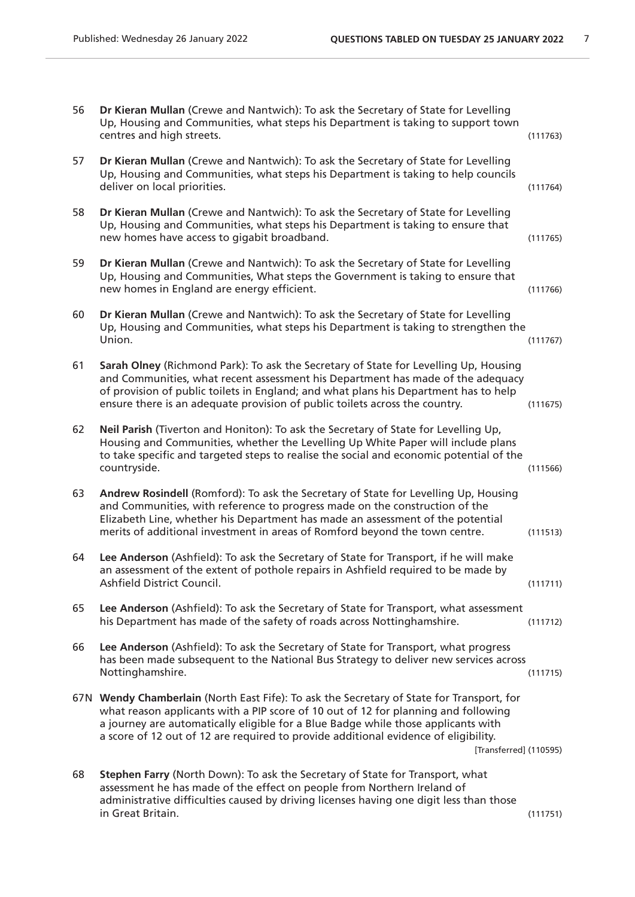56 **Dr Kieran Mullan** (Crewe and Nantwich): To ask the Secretary of State for Levelling Up, Housing and Communities, what steps his Department is taking to support town centres and high streets. (111763)

57 **Dr Kieran Mullan** (Crewe and Nantwich): To ask the Secretary of State for Levelling Up, Housing and Communities, what steps his Department is taking to help councils deliver on local priorities. (111764)

58 **Dr Kieran Mullan** (Crewe and Nantwich): To ask the Secretary of State for Levelling Up, Housing and Communities, what steps his Department is taking to ensure that new homes have access to gigabit broadband. (111765)

59 **Dr Kieran Mullan** (Crewe and Nantwich): To ask the Secretary of State for Levelling Up, Housing and Communities, What steps the Government is taking to ensure that new homes in England are energy efficient. (111766)

60 **Dr Kieran Mullan** (Crewe and Nantwich): To ask the Secretary of State for Levelling Up, Housing and Communities, what steps his Department is taking to strengthen the Union. (111767)

61 **Sarah Olney** (Richmond Park): To ask the Secretary of State for Levelling Up, Housing and Communities, what recent assessment his Department has made of the adequacy of provision of public toilets in England; and what plans his Department has to help ensure there is an adequate provision of public toilets across the country. (111675)

62 **Neil Parish** (Tiverton and Honiton): To ask the Secretary of State for Levelling Up, Housing and Communities, whether the Levelling Up White Paper will include plans to take specific and targeted steps to realise the social and economic potential of the countryside. (111566)

63 **Andrew Rosindell** (Romford): To ask the Secretary of State for Levelling Up, Housing and Communities, with reference to progress made on the construction of the Elizabeth Line, whether his Department has made an assessment of the potential merits of additional investment in areas of Romford beyond the town centre. (111513)

64 **Lee Anderson** (Ashfield): To ask the Secretary of State for Transport, if he will make an assessment of the extent of pothole repairs in Ashfield required to be made by Ashfield District Council. (111711)

65 **Lee Anderson** (Ashfield): To ask the Secretary of State for Transport, what assessment his Department has made of the safety of roads across Nottinghamshire. (111712)

66 **Lee Anderson** (Ashfield): To ask the Secretary of State for Transport, what progress has been made subsequent to the National Bus Strategy to deliver new services across Nottinghamshire. (111715)

67N **Wendy Chamberlain** (North East Fife): To ask the Secretary of State for Transport, for what reason applicants with a PIP score of 10 out of 12 for planning and following a journey are automatically eligible for a Blue Badge while those applicants with a score of 12 out of 12 are required to provide additional evidence of eligibility. [Transferred] (110595)

68 **Stephen Farry** (North Down): To ask the Secretary of State for Transport, what assessment he has made of the effect on people from Northern Ireland of administrative difficulties caused by driving licenses having one digit less than those in Great Britain. (111751)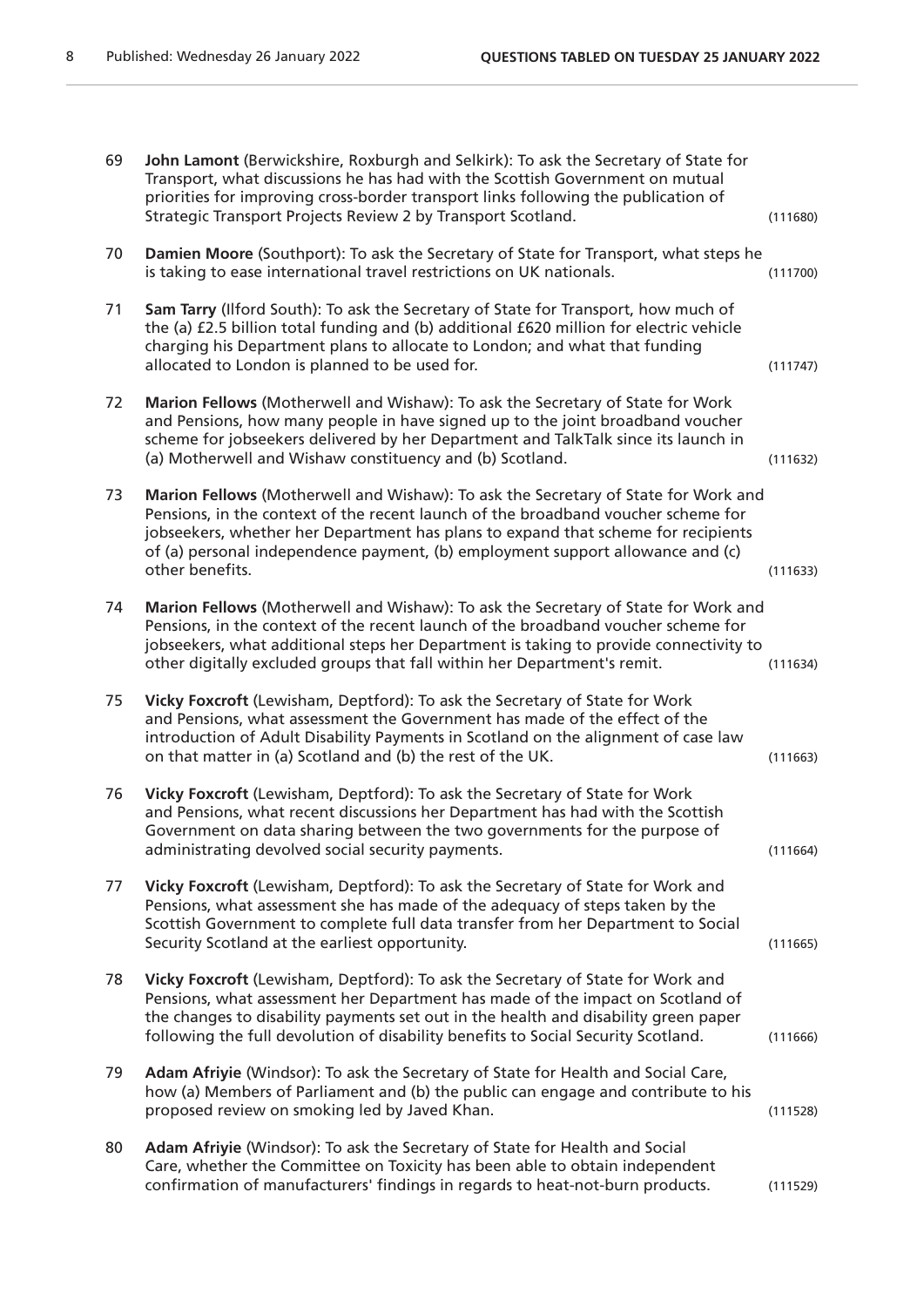69 **John Lamont** (Berwickshire, Roxburgh and Selkirk): To ask the Secretary of State for Transport, what discussions he has had with the Scottish Government on mutual priorities for improving cross-border transport links following the publication of Strategic Transport Projects Review 2 by Transport Scotland. (111680)

70 **Damien Moore** (Southport): To ask the Secretary of State for Transport, what steps he is taking to ease international travel restrictions on UK nationals. (111700)

71 **Sam Tarry** (Ilford South): To ask the Secretary of State for Transport, how much of the (a) £2.5 billion total funding and (b) additional £620 million for electric vehicle charging his Department plans to allocate to London; and what that funding allocated to London is planned to be used for. (111747)

72 **Marion Fellows** (Motherwell and Wishaw): To ask the Secretary of State for Work and Pensions, how many people in have signed up to the joint broadband voucher scheme for jobseekers delivered by her Department and TalkTalk since its launch in (a) Motherwell and Wishaw constituency and (b) Scotland. (111632)

73 **Marion Fellows** (Motherwell and Wishaw): To ask the Secretary of State for Work and Pensions, in the context of the recent launch of the broadband voucher scheme for jobseekers, whether her Department has plans to expand that scheme for recipients of (a) personal independence payment, (b) employment support allowance and (c) other benefits. (111633)

74 **Marion Fellows** (Motherwell and Wishaw): To ask the Secretary of State for Work and Pensions, in the context of the recent launch of the broadband voucher scheme for jobseekers, what additional steps her Department is taking to provide connectivity to other digitally excluded groups that fall within her Department's remit. (111634)

75 **Vicky Foxcroft** (Lewisham, Deptford): To ask the Secretary of State for Work and Pensions, what assessment the Government has made of the effect of the introduction of Adult Disability Payments in Scotland on the alignment of case law on that matter in (a) Scotland and (b) the rest of the UK. (111663)

76 **Vicky Foxcroft** (Lewisham, Deptford): To ask the Secretary of State for Work and Pensions, what recent discussions her Department has had with the Scottish Government on data sharing between the two governments for the purpose of administrating devolved social security payments. (111664)

77 **Vicky Foxcroft** (Lewisham, Deptford): To ask the Secretary of State for Work and Pensions, what assessment she has made of the adequacy of steps taken by the Scottish Government to complete full data transfer from her Department to Social Security Scotland at the earliest opportunity. (111665)

78 **Vicky Foxcroft** (Lewisham, Deptford): To ask the Secretary of State for Work and Pensions, what assessment her Department has made of the impact on Scotland of the changes to disability payments set out in the health and disability green paper following the full devolution of disability benefits to Social Security Scotland. (111666)

79 **Adam Afriyie** (Windsor): To ask the Secretary of State for Health and Social Care, how (a) Members of Parliament and (b) the public can engage and contribute to his proposed review on smoking led by Javed Khan. (111528)

80 **Adam Afriyie** (Windsor): To ask the Secretary of State for Health and Social Care, whether the Committee on Toxicity has been able to obtain independent confirmation of manufacturers' findings in regards to heat-not-burn products. (111529)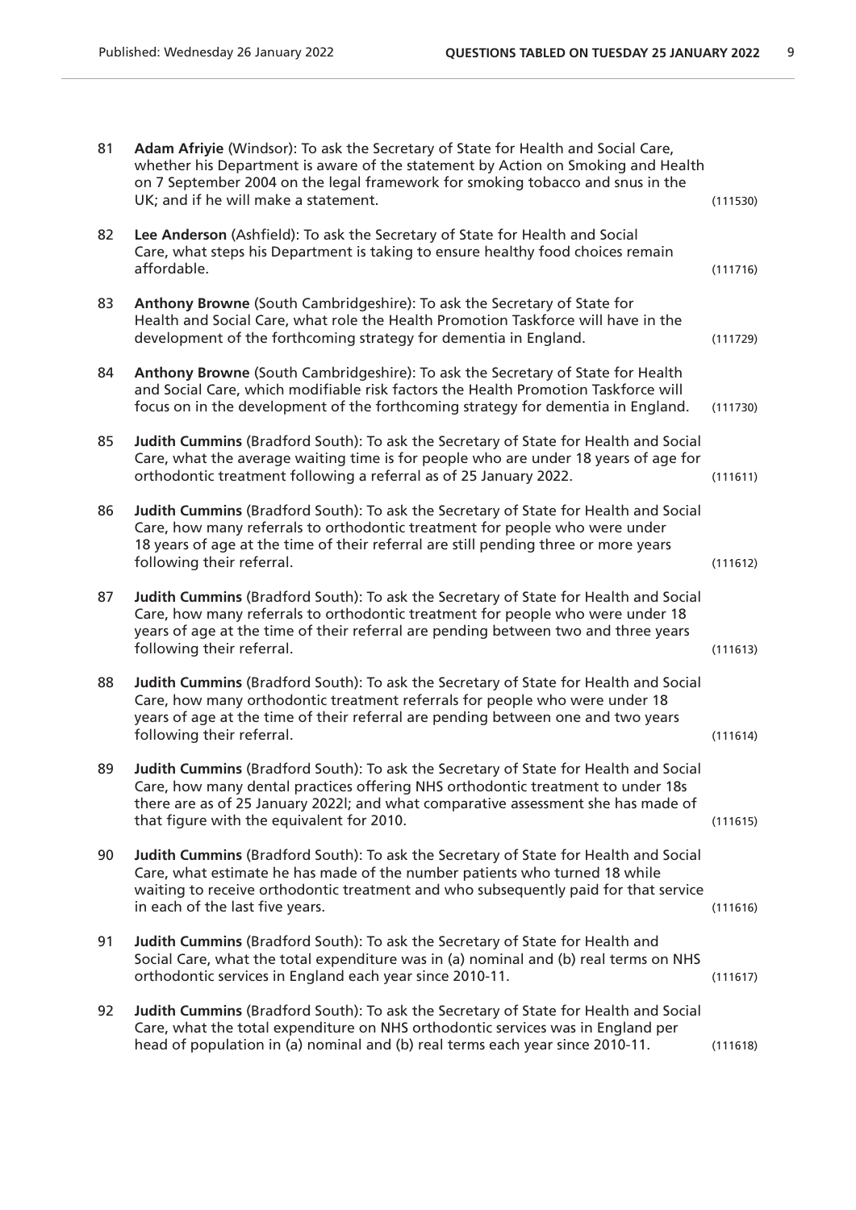81 **Adam Afriyie** (Windsor): To ask the Secretary of State for Health and Social Care, whether his Department is aware of the statement by Action on Smoking and Health on 7 September 2004 on the legal framework for smoking tobacco and snus in the UK; and if he will make a statement. (111530)

82 **Lee Anderson** (Ashfield): To ask the Secretary of State for Health and Social Care, what steps his Department is taking to ensure healthy food choices remain affordable. (111716)

83 **Anthony Browne** (South Cambridgeshire): To ask the Secretary of State for Health and Social Care, what role the Health Promotion Taskforce will have in the development of the forthcoming strategy for dementia in England. (111729)

84 **Anthony Browne** (South Cambridgeshire): To ask the Secretary of State for Health and Social Care, which modifiable risk factors the Health Promotion Taskforce will focus on in the development of the forthcoming strategy for dementia in England. (111730)

85 **Judith Cummins** (Bradford South): To ask the Secretary of State for Health and Social Care, what the average waiting time is for people who are under 18 years of age for orthodontic treatment following a referral as of 25 January 2022. (111611)

86 **Judith Cummins** (Bradford South): To ask the Secretary of State for Health and Social Care, how many referrals to orthodontic treatment for people who were under 18 years of age at the time of their referral are still pending three or more years following their referral. (111612)

87 **Judith Cummins** (Bradford South): To ask the Secretary of State for Health and Social Care, how many referrals to orthodontic treatment for people who were under 18 years of age at the time of their referral are pending between two and three years following their referral. (111613)

88 **Judith Cummins** (Bradford South): To ask the Secretary of State for Health and Social Care, how many orthodontic treatment referrals for people who were under 18 years of age at the time of their referral are pending between one and two years following their referral. (111614)

89 **Judith Cummins** (Bradford South): To ask the Secretary of State for Health and Social Care, how many dental practices offering NHS orthodontic treatment to under 18s there are as of 25 January 2022l; and what comparative assessment she has made of that figure with the equivalent for 2010. (111615)

90 **Judith Cummins** (Bradford South): To ask the Secretary of State for Health and Social Care, what estimate he has made of the number patients who turned 18 while waiting to receive orthodontic treatment and who subsequently paid for that service in each of the last five years. (111616)

91 **Judith Cummins** (Bradford South): To ask the Secretary of State for Health and Social Care, what the total expenditure was in (a) nominal and (b) real terms on NHS orthodontic services in England each year since 2010-11. (111617)

92 **Judith Cummins** (Bradford South): To ask the Secretary of State for Health and Social Care, what the total expenditure on NHS orthodontic services was in England per head of population in (a) nominal and (b) real terms each year since 2010-11. (111618)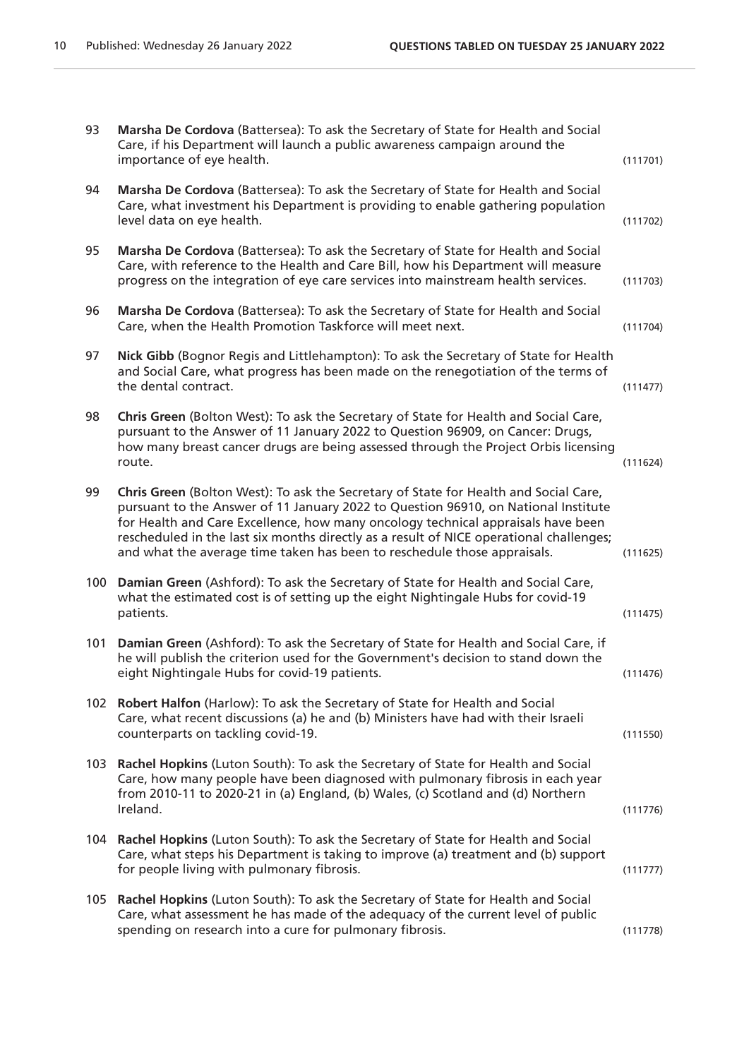93 **Marsha De Cordova** (Battersea): To ask the Secretary of State for Health and Social Care, if his Department will launch a public awareness campaign around the importance of eye health. (111701)

94 **Marsha De Cordova** (Battersea): To ask the Secretary of State for Health and Social Care, what investment his Department is providing to enable gathering population level data on eye health. (111702)

95 **Marsha De Cordova** (Battersea): To ask the Secretary of State for Health and Social Care, with reference to the Health and Care Bill, how his Department will measure progress on the integration of eye care services into mainstream health services. (111703)

96 **Marsha De Cordova** (Battersea): To ask the Secretary of State for Health and Social Care, when the Health Promotion Taskforce will meet next. (111704)

97 **Nick Gibb** (Bognor Regis and Littlehampton): To ask the Secretary of State for Health and Social Care, what progress has been made on the renegotiation of the terms of the dental contract. (111477)

98 **Chris Green** (Bolton West): To ask the Secretary of State for Health and Social Care, pursuant to the Answer of 11 January 2022 to Question 96909, on Cancer: Drugs, how many breast cancer drugs are being assessed through the Project Orbis licensing route. (111624)

99 **Chris Green** (Bolton West): To ask the Secretary of State for Health and Social Care, pursuant to the Answer of 11 January 2022 to Question 96910, on National Institute for Health and Care Excellence, how many oncology technical appraisals have been rescheduled in the last six months directly as a result of NICE operational challenges; and what the average time taken has been to reschedule those appraisals. (111625)

100 **Damian Green** (Ashford): To ask the Secretary of State for Health and Social Care, what the estimated cost is of setting up the eight Nightingale Hubs for covid-19 patients. (111475)

101 **Damian Green** (Ashford): To ask the Secretary of State for Health and Social Care, if he will publish the criterion used for the Government's decision to stand down the eight Nightingale Hubs for covid-19 patients. (111476)

102 **Robert Halfon** (Harlow): To ask the Secretary of State for Health and Social Care, what recent discussions (a) he and (b) Ministers have had with their Israeli counterparts on tackling covid-19. (111550)

103 **Rachel Hopkins** (Luton South): To ask the Secretary of State for Health and Social Care, how many people have been diagnosed with pulmonary fibrosis in each year from 2010-11 to 2020-21 in (a) England, (b) Wales, (c) Scotland and (d) Northern Ireland. (111776)

104 **Rachel Hopkins** (Luton South): To ask the Secretary of State for Health and Social Care, what steps his Department is taking to improve (a) treatment and (b) support for people living with pulmonary fibrosis. (111777)

105 **Rachel Hopkins** (Luton South): To ask the Secretary of State for Health and Social Care, what assessment he has made of the adequacy of the current level of public spending on research into a cure for pulmonary fibrosis. (111778)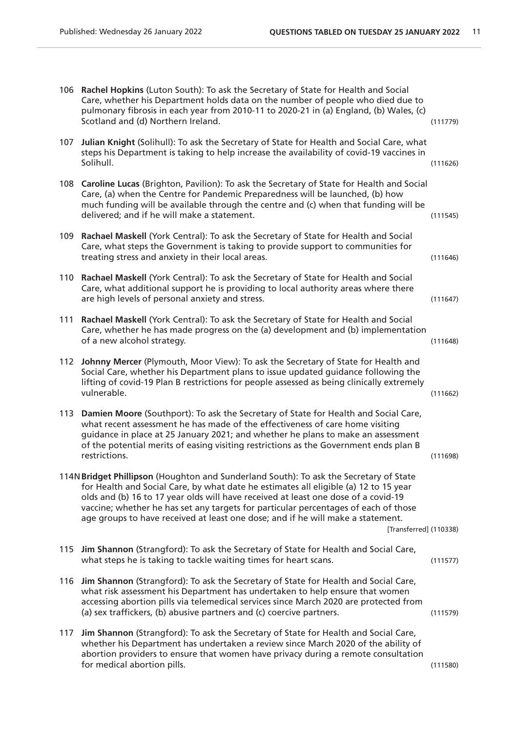106 **Rachel Hopkins** (Luton South): To ask the Secretary of State for Health and Social Care, whether his Department holds data on the number of people who died due to pulmonary fibrosis in each year from 2010-11 to 2020-21 in (a) England, (b) Wales, (c) Scotland and (d) Northern Ireland. (111779)

107 **Julian Knight** (Solihull): To ask the Secretary of State for Health and Social Care, what steps his Department is taking to help increase the availability of covid-19 vaccines in Solihull. (111626)

108 **Caroline Lucas** (Brighton, Pavilion): To ask the Secretary of State for Health and Social Care, (a) when the Centre for Pandemic Preparedness will be launched, (b) how much funding will be available through the centre and (c) when that funding will be delivered; and if he will make a statement. (111545)

109 **Rachael Maskell** (York Central): To ask the Secretary of State for Health and Social Care, what steps the Government is taking to provide support to communities for treating stress and anxiety in their local areas. (111646)

110 **Rachael Maskell** (York Central): To ask the Secretary of State for Health and Social Care, what additional support he is providing to local authority areas where there are high levels of personal anxiety and stress. (111647)

111 **Rachael Maskell** (York Central): To ask the Secretary of State for Health and Social Care, whether he has made progress on the (a) development and (b) implementation of a new alcohol strategy. (111648)

112 **Johnny Mercer** (Plymouth, Moor View): To ask the Secretary of State for Health and Social Care, whether his Department plans to issue updated guidance following the lifting of covid-19 Plan B restrictions for people assessed as being clinically extremely vulnerable. (111662)

113 **Damien Moore** (Southport): To ask the Secretary of State for Health and Social Care, what recent assessment he has made of the effectiveness of care home visiting guidance in place at 25 January 2021; and whether he plans to make an assessment of the potential merits of easing visiting restrictions as the Government ends plan B restrictions. (111698)

114N **Bridget Phillipson** (Houghton and Sunderland South): To ask the Secretary of State for Health and Social Care, by what date he estimates all eligible (a) 12 to 15 year olds and (b) 16 to 17 year olds will have received at least one dose of a covid-19 vaccine; whether he has set any targets for particular percentages of each of those age groups to have received at least one dose; and if he will make a statement. [Transferred] (110338)

115 **Jim Shannon** (Strangford): To ask the Secretary of State for Health and Social Care, what steps he is taking to tackle waiting times for heart scans. (111577)

116 **Jim Shannon** (Strangford): To ask the Secretary of State for Health and Social Care, what risk assessment his Department has undertaken to help ensure that women accessing abortion pills via telemedical services since March 2020 are protected from (a) sex traffickers, (b) abusive partners and (c) coercive partners. (111579)

117 **Jim Shannon** (Strangford): To ask the Secretary of State for Health and Social Care, whether his Department has undertaken a review since March 2020 of the ability of abortion providers to ensure that women have privacy during a remote consultation for medical abortion pills. (111580)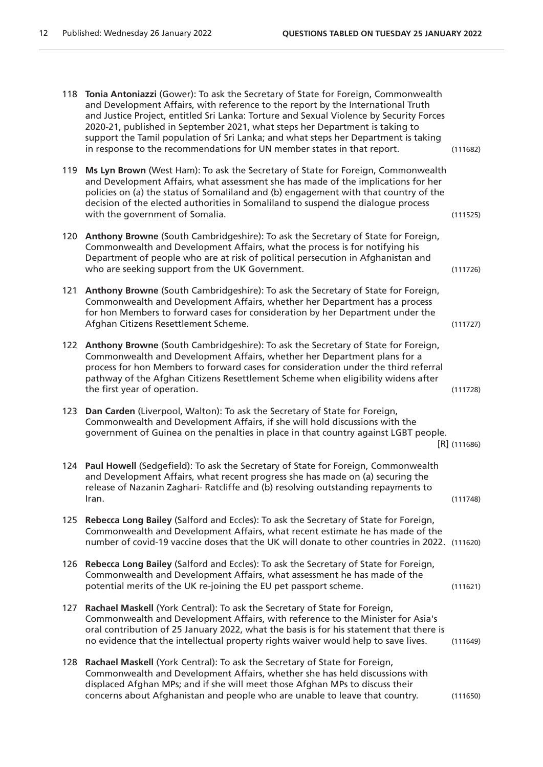118 **Tonia Antoniazzi** (Gower): To ask the Secretary of State for Foreign, Commonwealth and Development Affairs, with reference to the report by the International Truth and Justice Project, entitled Sri Lanka: Torture and Sexual Violence by Security Forces 2020-21, published in September 2021, what steps her Department is taking to support the Tamil population of Sri Lanka; and what steps her Department is taking in response to the recommendations for UN member states in that report. (111682)

119 **Ms Lyn Brown** (West Ham): To ask the Secretary of State for Foreign, Commonwealth and Development Affairs, what assessment she has made of the implications for her policies on (a) the status of Somaliland and (b) engagement with that country of the decision of the elected authorities in Somaliland to suspend the dialogue process with the government of Somalia. (111525)

120 **Anthony Browne** (South Cambridgeshire): To ask the Secretary of State for Foreign, Commonwealth and Development Affairs, what the process is for notifying his Department of people who are at risk of political persecution in Afghanistan and who are seeking support from the UK Government. (111726)

121 **Anthony Browne** (South Cambridgeshire): To ask the Secretary of State for Foreign, Commonwealth and Development Affairs, whether her Department has a process for hon Members to forward cases for consideration by her Department under the Afghan Citizens Resettlement Scheme. (111727)

122 **Anthony Browne** (South Cambridgeshire): To ask the Secretary of State for Foreign, Commonwealth and Development Affairs, whether her Department plans for a process for hon Members to forward cases for consideration under the third referral pathway of the Afghan Citizens Resettlement Scheme when eligibility widens after the first year of operation. (111728)

123 **Dan Carden** (Liverpool, Walton): To ask the Secretary of State for Foreign, Commonwealth and Development Affairs, if she will hold discussions with the government of Guinea on the penalties in place in that country against LGBT people. [R] (111686)

124 **Paul Howell** (Sedgefield): To ask the Secretary of State for Foreign, Commonwealth and Development Affairs, what recent progress she has made on (a) securing the release of Nazanin Zaghari- Ratcliffe and (b) resolving outstanding repayments to Iran. (111748)

125 **Rebecca Long Bailey** (Salford and Eccles): To ask the Secretary of State for Foreign, Commonwealth and Development Affairs, what recent estimate he has made of the number of covid-19 vaccine doses that the UK will donate to other countries in 2022. (111620)

126 **Rebecca Long Bailey** (Salford and Eccles): To ask the Secretary of State for Foreign, Commonwealth and Development Affairs, what assessment he has made of the potential merits of the UK re-joining the EU pet passport scheme. (111621)

127 **Rachael Maskell** (York Central): To ask the Secretary of State for Foreign, Commonwealth and Development Affairs, with reference to the Minister for Asia's oral contribution of 25 January 2022, what the basis is for his statement that there is no evidence that the intellectual property rights waiver would help to save lives. (111649)

128 **Rachael Maskell** (York Central): To ask the Secretary of State for Foreign, Commonwealth and Development Affairs, whether she has held discussions with displaced Afghan MPs; and if she will meet those Afghan MPs to discuss their concerns about Afghanistan and people who are unable to leave that country. (111650)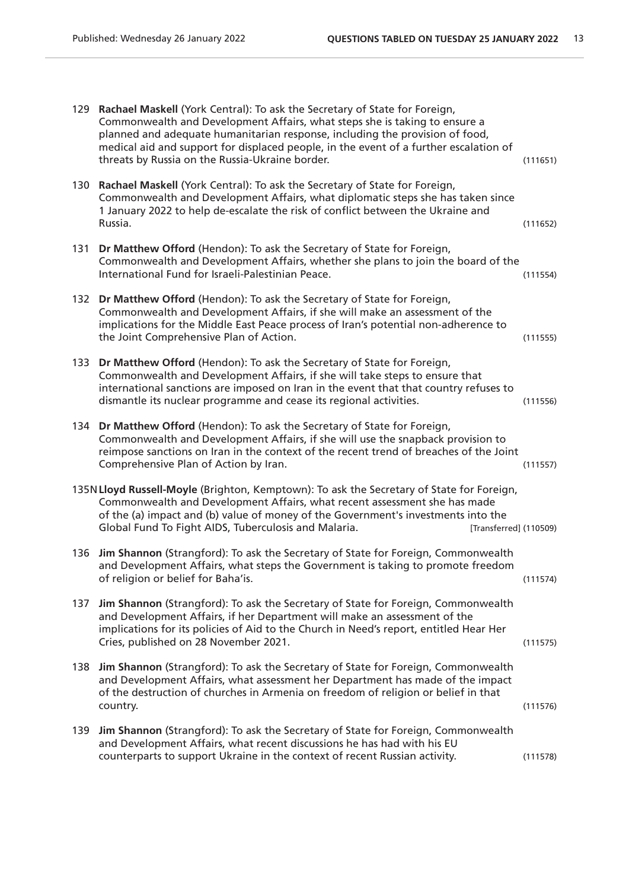129 **Rachael Maskell** (York Central): To ask the Secretary of State for Foreign, Commonwealth and Development Affairs, what steps she is taking to ensure a planned and adequate humanitarian response, including the provision of food, medical aid and support for displaced people, in the event of a further escalation of threats by Russia on the Russia-Ukraine border. (111651)

130 **Rachael Maskell** (York Central): To ask the Secretary of State for Foreign, Commonwealth and Development Affairs, what diplomatic steps she has taken since 1 January 2022 to help de-escalate the risk of conflict between the Ukraine and Russia. (111652)

131 **Dr Matthew Offord** (Hendon): To ask the Secretary of State for Foreign, Commonwealth and Development Affairs, whether she plans to join the board of the International Fund for Israeli-Palestinian Peace. (111554)

132 **Dr Matthew Offord** (Hendon): To ask the Secretary of State for Foreign, Commonwealth and Development Affairs, if she will make an assessment of the implications for the Middle East Peace process of Iran's potential non-adherence to the Joint Comprehensive Plan of Action. (111555)

133 **Dr Matthew Offord** (Hendon): To ask the Secretary of State for Foreign, Commonwealth and Development Affairs, if she will take steps to ensure that international sanctions are imposed on Iran in the event that that country refuses to dismantle its nuclear programme and cease its regional activities. (111556)

134 **Dr Matthew Offord** (Hendon): To ask the Secretary of State for Foreign, Commonwealth and Development Affairs, if she will use the snapback provision to reimpose sanctions on Iran in the context of the recent trend of breaches of the Joint Comprehensive Plan of Action by Iran. (111557)

135N **Lloyd Russell-Moyle** (Brighton, Kemptown): To ask the Secretary of State for Foreign, Commonwealth and Development Affairs, what recent assessment she has made of the (a) impact and (b) value of money of the Government's investments into the Global Fund To Fight AIDS, Tuberculosis and Malaria. [Transferred] (110509)

136 **Jim Shannon** (Strangford): To ask the Secretary of State for Foreign, Commonwealth and Development Affairs, what steps the Government is taking to promote freedom of religion or belief for Baha'is. (111574)

137 **Jim Shannon** (Strangford): To ask the Secretary of State for Foreign, Commonwealth and Development Affairs, if her Department will make an assessment of the implications for its policies of Aid to the Church in Need's report, entitled Hear Her Cries, published on 28 November 2021. (111575)

138 **Jim Shannon** (Strangford): To ask the Secretary of State for Foreign, Commonwealth and Development Affairs, what assessment her Department has made of the impact of the destruction of churches in Armenia on freedom of religion or belief in that country. (111576)

139 **Jim Shannon** (Strangford): To ask the Secretary of State for Foreign, Commonwealth and Development Affairs, what recent discussions he has had with his EU counterparts to support Ukraine in the context of recent Russian activity. (111578)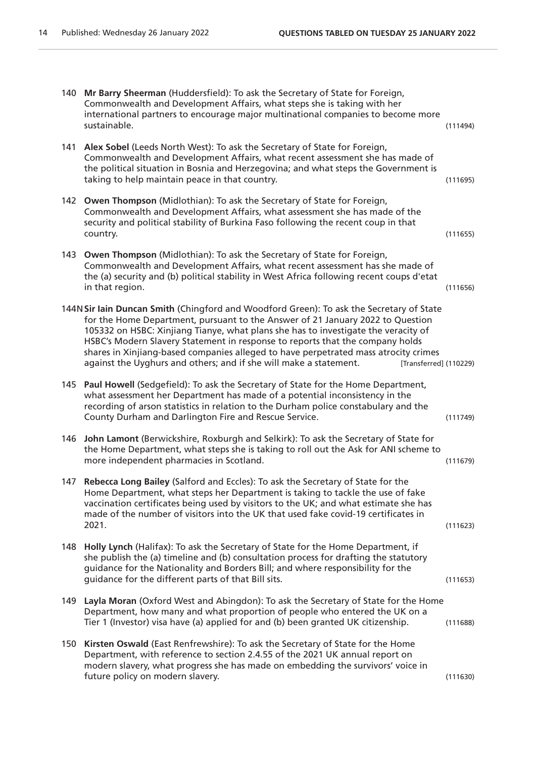140 **Mr Barry Sheerman** (Huddersfield): To ask the Secretary of State for Foreign, Commonwealth and Development Affairs, what steps she is taking with her international partners to encourage major multinational companies to become more sustainable. (111494)

141 **Alex Sobel** (Leeds North West): To ask the Secretary of State for Foreign, Commonwealth and Development Affairs, what recent assessment she has made of the political situation in Bosnia and Herzegovina; and what steps the Government is taking to help maintain peace in that country. (111695)

142 **Owen Thompson** (Midlothian): To ask the Secretary of State for Foreign, Commonwealth and Development Affairs, what assessment she has made of the security and political stability of Burkina Faso following the recent coup in that country. (111655)

143 **Owen Thompson** (Midlothian): To ask the Secretary of State for Foreign, Commonwealth and Development Affairs, what recent assessment has she made of the (a) security and (b) political stability in West Africa following recent coups d'etat in that region. (111656)

144N **Sir Iain Duncan Smith** (Chingford and Woodford Green): To ask the Secretary of State for the Home Department, pursuant to the Answer of 21 January 2022 to Question 105332 on HSBC: Xinjiang Tianye, what plans she has to investigate the veracity of HSBC's Modern Slavery Statement in response to reports that the company holds shares in Xinjiang-based companies alleged to have perpetrated mass atrocity crimes against the Uyghurs and others; and if she will make a statement. [Transferred] (110229)

145 **Paul Howell** (Sedgefield): To ask the Secretary of State for the Home Department, what assessment her Department has made of a potential inconsistency in the recording of arson statistics in relation to the Durham police constabulary and the County Durham and Darlington Fire and Rescue Service. (111749)

146 **John Lamont** (Berwickshire, Roxburgh and Selkirk): To ask the Secretary of State for the Home Department, what steps she is taking to roll out the Ask for ANI scheme to more independent pharmacies in Scotland. (111679)

147 **Rebecca Long Bailey** (Salford and Eccles): To ask the Secretary of State for the Home Department, what steps her Department is taking to tackle the use of fake vaccination certificates being used by visitors to the UK; and what estimate she has made of the number of visitors into the UK that used fake covid-19 certificates in 2021. (111623)

148 **Holly Lynch** (Halifax): To ask the Secretary of State for the Home Department, if she publish the (a) timeline and (b) consultation process for drafting the statutory guidance for the Nationality and Borders Bill; and where responsibility for the guidance for the different parts of that Bill sits. (111653)

149 **Layla Moran** (Oxford West and Abingdon): To ask the Secretary of State for the Home Department, how many and what proportion of people who entered the UK on a Tier 1 (Investor) visa have (a) applied for and (b) been granted UK citizenship. (111688)

150 **Kirsten Oswald** (East Renfrewshire): To ask the Secretary of State for the Home Department, with reference to section 2.4.55 of the 2021 UK annual report on modern slavery, what progress she has made on embedding the survivors' voice in future policy on modern slavery. (111630)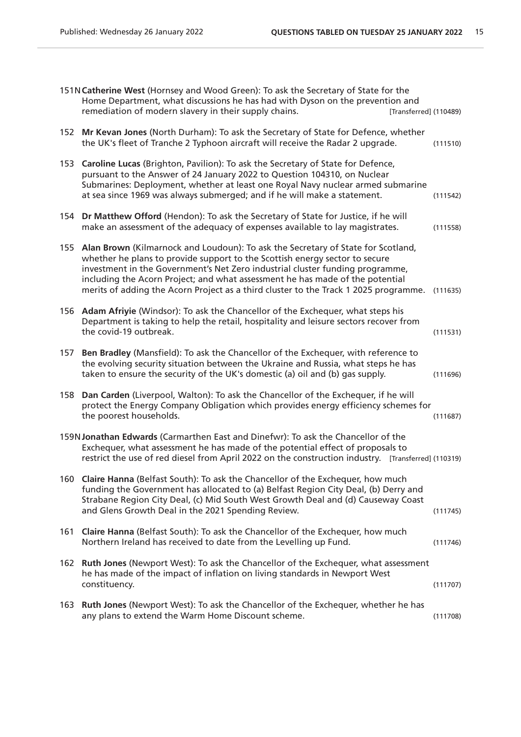151N **Catherine West** (Hornsey and Wood Green): To ask the Secretary of State for the Home Department, what discussions he has had with Dyson on the prevention and remediation of modern slavery in their supply chains. [Transferred] (110489)

152 **Mr Kevan Jones** (North Durham): To ask the Secretary of State for Defence, whether the UK's fleet of Tranche 2 Typhoon aircraft will receive the Radar 2 upgrade. (111510)

153 **Caroline Lucas** (Brighton, Pavilion): To ask the Secretary of State for Defence, pursuant to the Answer of 24 January 2022 to Question 104310, on Nuclear Submarines: Deployment, whether at least one Royal Navy nuclear armed submarine at sea since 1969 was always submerged; and if he will make a statement. (111542)

154 **Dr Matthew Offord** (Hendon): To ask the Secretary of State for Justice, if he will make an assessment of the adequacy of expenses available to lay magistrates. (111558)

155 **Alan Brown** (Kilmarnock and Loudoun): To ask the Secretary of State for Scotland, whether he plans to provide support to the Scottish energy sector to secure investment in the Government's Net Zero industrial cluster funding programme, including the Acorn Project; and what assessment he has made of the potential merits of adding the Acorn Project as a third cluster to the Track 1 2025 programme. (111635)

156 **Adam Afriyie** (Windsor): To ask the Chancellor of the Exchequer, what steps his Department is taking to help the retail, hospitality and leisure sectors recover from the covid-19 outbreak. (111531)

157 **Ben Bradley** (Mansfield): To ask the Chancellor of the Exchequer, with reference to the evolving security situation between the Ukraine and Russia, what steps he has taken to ensure the security of the UK's domestic (a) oil and (b) gas supply. (111696)

158 **Dan Carden** (Liverpool, Walton): To ask the Chancellor of the Exchequer, if he will protect the Energy Company Obligation which provides energy efficiency schemes for the poorest households. (111687)

159N **Jonathan Edwards** (Carmarthen East and Dinefwr): To ask the Chancellor of the Exchequer, what assessment he has made of the potential effect of proposals to restrict the use of red diesel from April 2022 on the construction industry. [Transferred] (110319)

160 **Claire Hanna** (Belfast South): To ask the Chancellor of the Exchequer, how much funding the Government has allocated to (a) Belfast Region City Deal, (b) Derry and Strabane Region City Deal, (c) Mid South West Growth Deal and (d) Causeway Coast and Glens Growth Deal in the 2021 Spending Review. (111745)

161 **Claire Hanna** (Belfast South): To ask the Chancellor of the Exchequer, how much Northern Ireland has received to date from the Levelling up Fund. (111746)

162 **Ruth Jones** (Newport West): To ask the Chancellor of the Exchequer, what assessment he has made of the impact of inflation on living standards in Newport West constituency. (111707)

163 **Ruth Jones** (Newport West): To ask the Chancellor of the Exchequer, whether he has any plans to extend the Warm Home Discount scheme. (111708)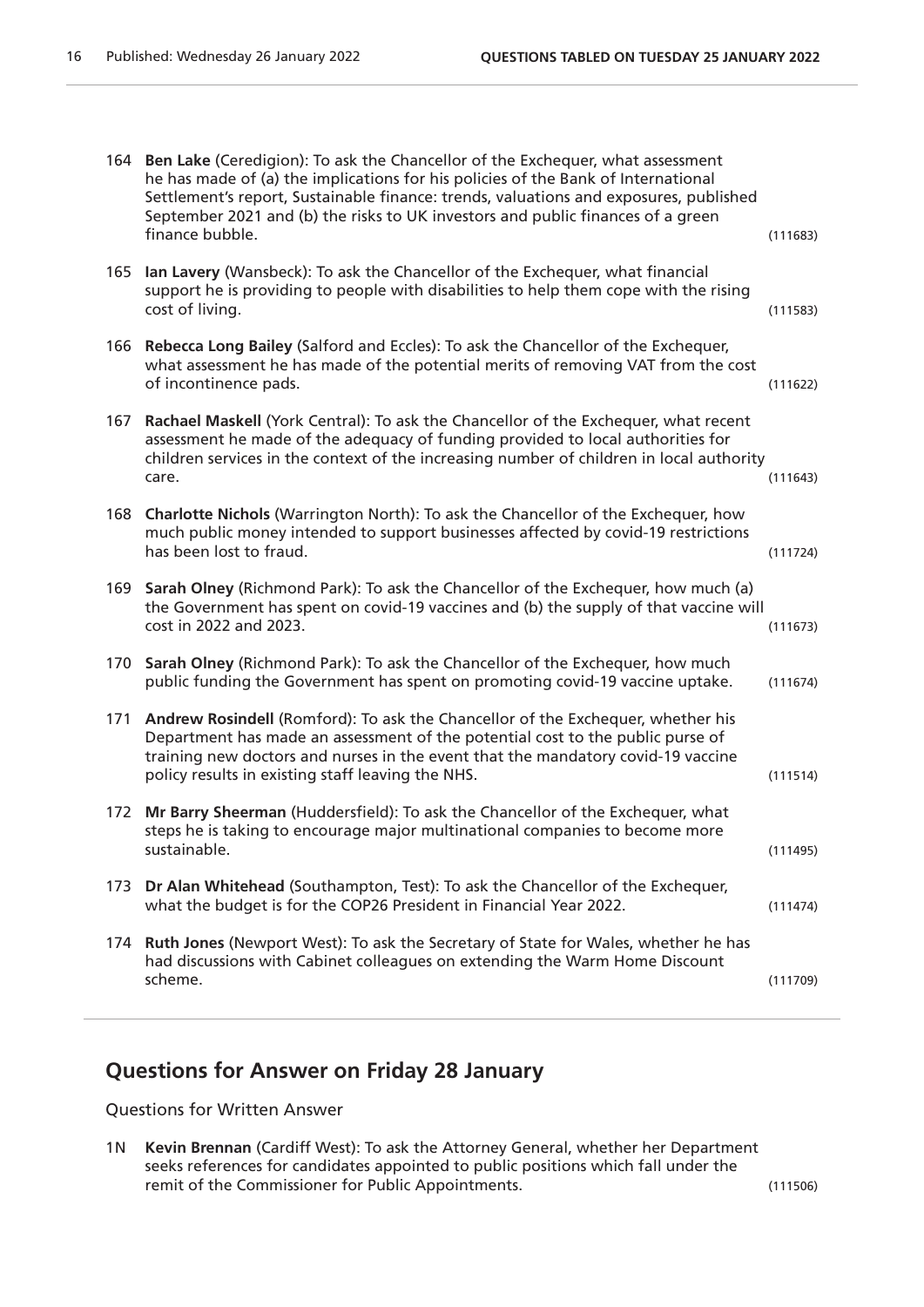164 **Ben Lake** (Ceredigion): To ask the Chancellor of the Exchequer, what assessment he has made of (a) the implications for his policies of the Bank of International Settlement's report, Sustainable finance: trends, valuations and exposures, published September 2021 and (b) the risks to UK investors and public finances of a green finance bubble. (111683)

165 **Ian Lavery** (Wansbeck): To ask the Chancellor of the Exchequer, what financial support he is providing to people with disabilities to help them cope with the rising cost of living. (111583)

166 **Rebecca Long Bailey** (Salford and Eccles): To ask the Chancellor of the Exchequer, what assessment he has made of the potential merits of removing VAT from the cost of incontinence pads. (111622)

167 **Rachael Maskell** (York Central): To ask the Chancellor of the Exchequer, what recent assessment he made of the adequacy of funding provided to local authorities for children services in the context of the increasing number of children in local authority care. (111643)

168 **Charlotte Nichols** (Warrington North): To ask the Chancellor of the Exchequer, how much public money intended to support businesses affected by covid-19 restrictions has been lost to fraud. (111724)

169 **Sarah Olney** (Richmond Park): To ask the Chancellor of the Exchequer, how much (a) the Government has spent on covid-19 vaccines and (b) the supply of that vaccine will cost in 2022 and 2023. (111673)

170 **Sarah Olney** (Richmond Park): To ask the Chancellor of the Exchequer, how much public funding the Government has spent on promoting covid-19 vaccine uptake. (111674)

171 **Andrew Rosindell** (Romford): To ask the Chancellor of the Exchequer, whether his Department has made an assessment of the potential cost to the public purse of training new doctors and nurses in the event that the mandatory covid-19 vaccine policy results in existing staff leaving the NHS. (111514)

172 **Mr Barry Sheerman** (Huddersfield): To ask the Chancellor of the Exchequer, what steps he is taking to encourage major multinational companies to become more sustainable. (111495)

173 **Dr Alan Whitehead** (Southampton, Test): To ask the Chancellor of the Exchequer, what the budget is for the COP26 President in Financial Year 2022. (111474)

174 **Ruth Jones** (Newport West): To ask the Secretary of State for Wales, whether he has had discussions with Cabinet colleagues on extending the Warm Home Discount scheme. (111709)

## Questions for Answer on Friday 28 January

Questions for Written Answer

1N **Kevin Brennan** (Cardiff West): To ask the Attorney General, whether her Department seeks references for candidates appointed to public positions which fall under the remit of the Commissioner for Public Appointments. (111506)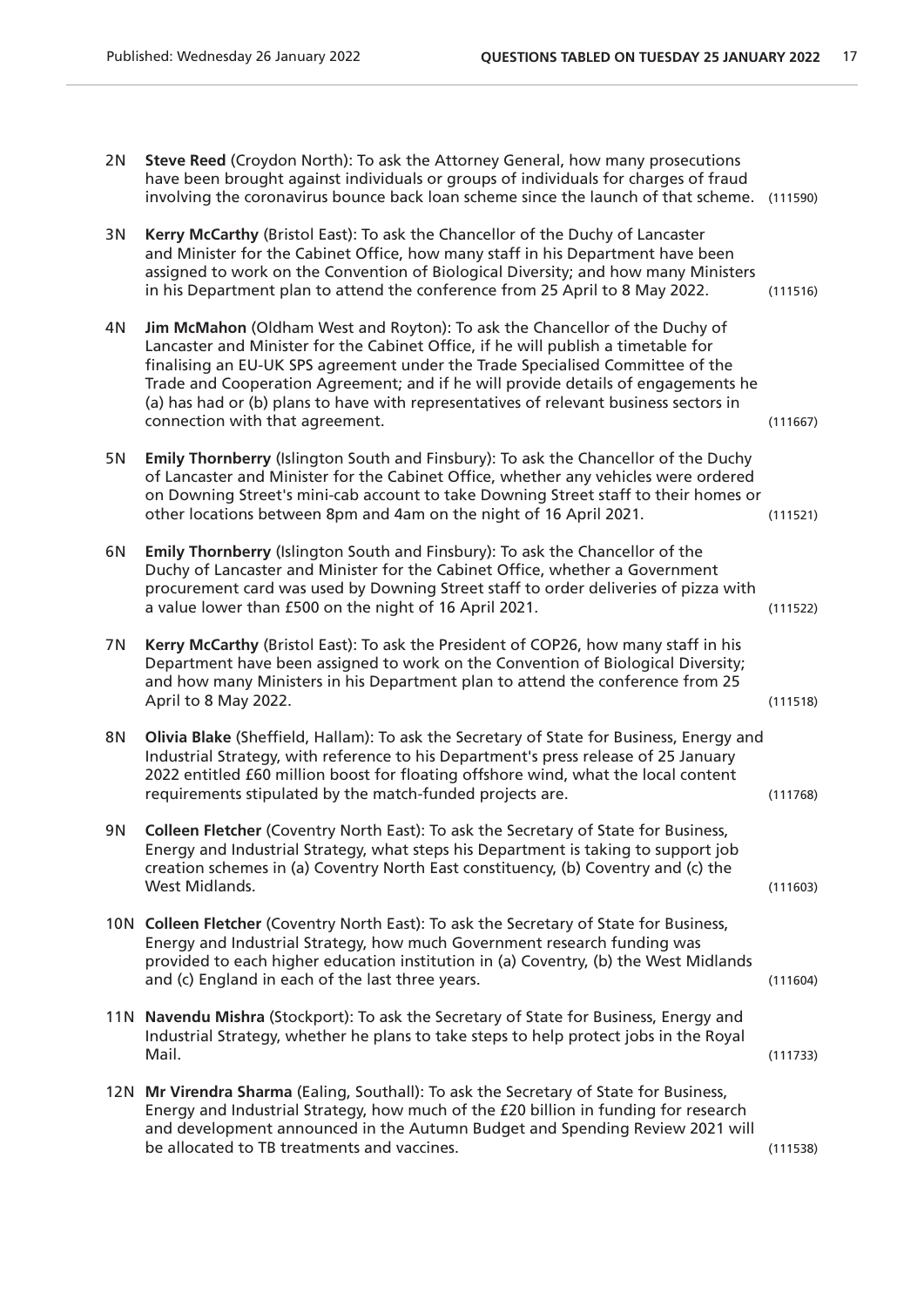2N **Steve Reed** (Croydon North): To ask the Attorney General, how many prosecutions have been brought against individuals or groups of individuals for charges of fraud involving the coronavirus bounce back loan scheme since the launch of that scheme. (111590)

3N **Kerry McCarthy** (Bristol East): To ask the Chancellor of the Duchy of Lancaster and Minister for the Cabinet Office, how many staff in his Department have been assigned to work on the Convention of Biological Diversity; and how many Ministers in his Department plan to attend the conference from 25 April to 8 May 2022. (111516)

4N **Jim McMahon** (Oldham West and Royton): To ask the Chancellor of the Duchy of Lancaster and Minister for the Cabinet Office, if he will publish a timetable for finalising an EU-UK SPS agreement under the Trade Specialised Committee of the Trade and Cooperation Agreement; and if he will provide details of engagements he (a) has had or (b) plans to have with representatives of relevant business sectors in connection with that agreement. (111667)

5N **Emily Thornberry** (Islington South and Finsbury): To ask the Chancellor of the Duchy of Lancaster and Minister for the Cabinet Office, whether any vehicles were ordered on Downing Street's mini-cab account to take Downing Street staff to their homes or other locations between 8pm and 4am on the night of 16 April 2021. (111521)

6N **Emily Thornberry** (Islington South and Finsbury): To ask the Chancellor of the Duchy of Lancaster and Minister for the Cabinet Office, whether a Government procurement card was used by Downing Street staff to order deliveries of pizza with a value lower than £500 on the night of 16 April 2021. (111522)

7N **Kerry McCarthy** (Bristol East): To ask the President of COP26, how many staff in his Department have been assigned to work on the Convention of Biological Diversity; and how many Ministers in his Department plan to attend the conference from 25 April to 8 May 2022. (111518)

8N **Olivia Blake** (Sheffield, Hallam): To ask the Secretary of State for Business, Energy and Industrial Strategy, with reference to his Department's press release of 25 January 2022 entitled £60 million boost for floating offshore wind, what the local content requirements stipulated by the match-funded projects are. (111768)

9N **Colleen Fletcher** (Coventry North East): To ask the Secretary of State for Business, Energy and Industrial Strategy, what steps his Department is taking to support job creation schemes in (a) Coventry North East constituency, (b) Coventry and (c) the West Midlands. (111603)

10N **Colleen Fletcher** (Coventry North East): To ask the Secretary of State for Business, Energy and Industrial Strategy, how much Government research funding was provided to each higher education institution in (a) Coventry, (b) the West Midlands and (c) England in each of the last three years. (111604)

11N **Navendu Mishra** (Stockport): To ask the Secretary of State for Business, Energy and Industrial Strategy, whether he plans to take steps to help protect jobs in the Royal Mail. (111733)

12N **Mr Virendra Sharma** (Ealing, Southall): To ask the Secretary of State for Business, Energy and Industrial Strategy, how much of the £20 billion in funding for research and development announced in the Autumn Budget and Spending Review 2021 will be allocated to TB treatments and vaccines. (111538)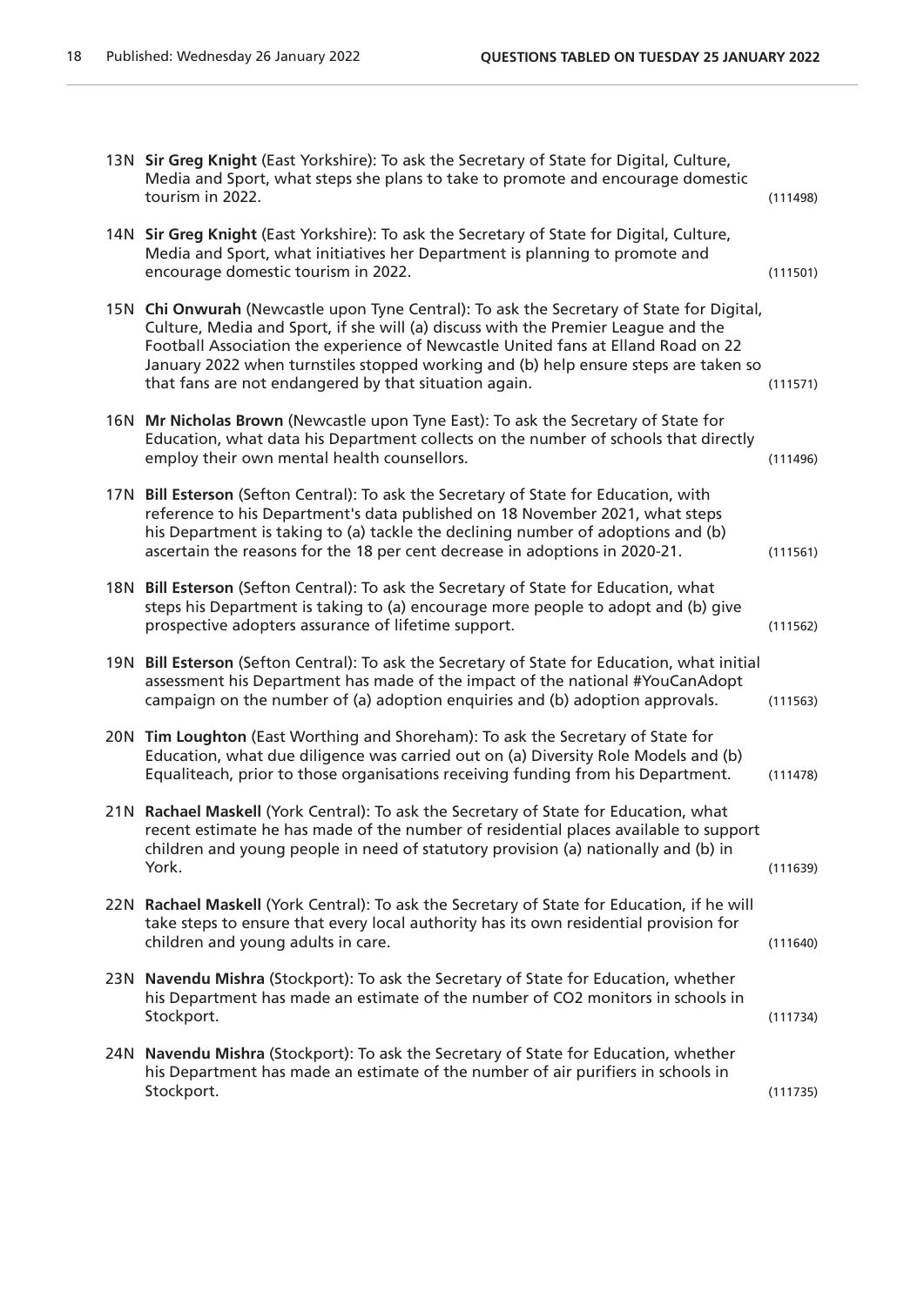13N **Sir Greg Knight** (East Yorkshire): To ask the Secretary of State for Digital, Culture, Media and Sport, what steps she plans to take to promote and encourage domestic tourism in 2022. (111498)

14N **Sir Greg Knight** (East Yorkshire): To ask the Secretary of State for Digital, Culture, Media and Sport, what initiatives her Department is planning to promote and encourage domestic tourism in 2022. (111501)

15N **Chi Onwurah** (Newcastle upon Tyne Central): To ask the Secretary of State for Digital, Culture, Media and Sport, if she will (a) discuss with the Premier League and the Football Association the experience of Newcastle United fans at Elland Road on 22 January 2022 when turnstiles stopped working and (b) help ensure steps are taken so that fans are not endangered by that situation again. (111571)

16N **Mr Nicholas Brown** (Newcastle upon Tyne East): To ask the Secretary of State for Education, what data his Department collects on the number of schools that directly employ their own mental health counsellors. (111496)

17N **Bill Esterson** (Sefton Central): To ask the Secretary of State for Education, with reference to his Department's data published on 18 November 2021, what steps his Department is taking to (a) tackle the declining number of adoptions and (b) ascertain the reasons for the 18 per cent decrease in adoptions in 2020-21. (111561)

18N **Bill Esterson** (Sefton Central): To ask the Secretary of State for Education, what steps his Department is taking to (a) encourage more people to adopt and (b) give prospective adopters assurance of lifetime support. (111562)

19N **Bill Esterson** (Sefton Central): To ask the Secretary of State for Education, what initial assessment his Department has made of the impact of the national #YouCanAdopt campaign on the number of (a) adoption enquiries and (b) adoption approvals. (111563)

20N **Tim Loughton** (East Worthing and Shoreham): To ask the Secretary of State for Education, what due diligence was carried out on (a) Diversity Role Models and (b) Equaliteach, prior to those organisations receiving funding from his Department. (111478)

21N **Rachael Maskell** (York Central): To ask the Secretary of State for Education, what recent estimate he has made of the number of residential places available to support children and young people in need of statutory provision (a) nationally and (b) in York. (111639)

22N **Rachael Maskell** (York Central): To ask the Secretary of State for Education, if he will take steps to ensure that every local authority has its own residential provision for children and young adults in care. (111640)

23N **Navendu Mishra** (Stockport): To ask the Secretary of State for Education, whether his Department has made an estimate of the number of CO2 monitors in schools in Stockport. (111734)

24N **Navendu Mishra** (Stockport): To ask the Secretary of State for Education, whether his Department has made an estimate of the number of air purifiers in schools in Stockport. (111735)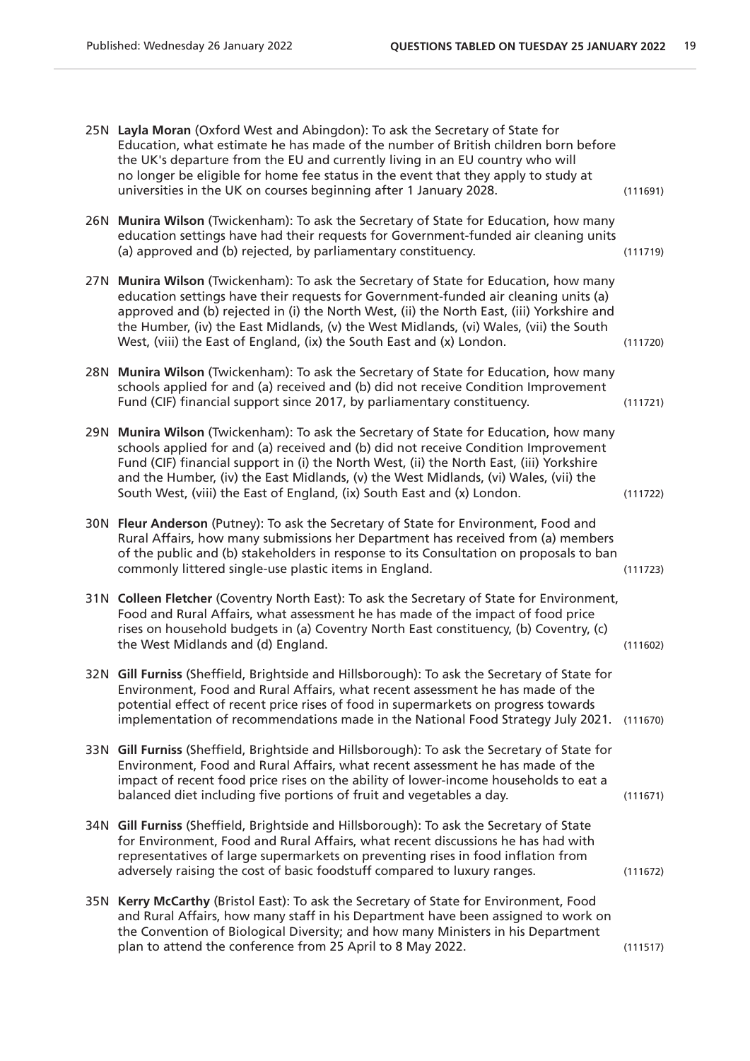25N **Layla Moran** (Oxford West and Abingdon): To ask the Secretary of State for Education, what estimate he has made of the number of British children born before the UK's departure from the EU and currently living in an EU country who will no longer be eligible for home fee status in the event that they apply to study at universities in the UK on courses beginning after 1 January 2028. (111691)

26N **Munira Wilson** (Twickenham): To ask the Secretary of State for Education, how many education settings have had their requests for Government-funded air cleaning units (a) approved and (b) rejected, by parliamentary constituency. (111719)

27N **Munira Wilson** (Twickenham): To ask the Secretary of State for Education, how many education settings have their requests for Government-funded air cleaning units (a) approved and (b) rejected in (i) the North West, (ii) the North East, (iii) Yorkshire and the Humber, (iv) the East Midlands, (v) the West Midlands, (vi) Wales, (vii) the South West, (viii) the East of England, (ix) the South East and (x) London. (111720)

28N **Munira Wilson** (Twickenham): To ask the Secretary of State for Education, how many schools applied for and (a) received and (b) did not receive Condition Improvement Fund (CIF) financial support since 2017, by parliamentary constituency. (111721)

29N **Munira Wilson** (Twickenham): To ask the Secretary of State for Education, how many schools applied for and (a) received and (b) did not receive Condition Improvement Fund (CIF) financial support in (i) the North West, (ii) the North East, (iii) Yorkshire and the Humber, (iv) the East Midlands, (v) the West Midlands, (vi) Wales, (vii) the South West, (viii) the East of England, (ix) South East and (x) London. (111722)

30N **Fleur Anderson** (Putney): To ask the Secretary of State for Environment, Food and Rural Affairs, how many submissions her Department has received from (a) members of the public and (b) stakeholders in response to its Consultation on proposals to ban commonly littered single-use plastic items in England. (111723)

31N **Colleen Fletcher** (Coventry North East): To ask the Secretary of State for Environment, Food and Rural Affairs, what assessment he has made of the impact of food price rises on household budgets in (a) Coventry North East constituency, (b) Coventry, (c) the West Midlands and (d) England. (111602)

32N **Gill Furniss** (Sheffield, Brightside and Hillsborough): To ask the Secretary of State for Environment, Food and Rural Affairs, what recent assessment he has made of the potential effect of recent price rises of food in supermarkets on progress towards implementation of recommendations made in the National Food Strategy July 2021. (111670)

33N **Gill Furniss** (Sheffield, Brightside and Hillsborough): To ask the Secretary of State for Environment, Food and Rural Affairs, what recent assessment he has made of the impact of recent food price rises on the ability of lower-income households to eat a balanced diet including five portions of fruit and vegetables a day. (111671)

34N **Gill Furniss** (Sheffield, Brightside and Hillsborough): To ask the Secretary of State for Environment, Food and Rural Affairs, what recent discussions he has had with representatives of large supermarkets on preventing rises in food inflation from adversely raising the cost of basic foodstuff compared to luxury ranges. (111672)

35N **Kerry McCarthy** (Bristol East): To ask the Secretary of State for Environment, Food and Rural Affairs, how many staff in his Department have been assigned to work on the Convention of Biological Diversity; and how many Ministers in his Department plan to attend the conference from 25 April to 8 May 2022. (111517)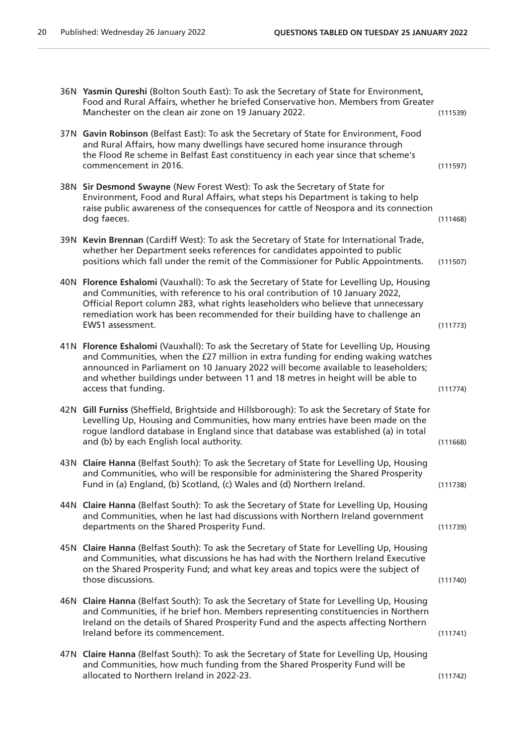36N **Yasmin Qureshi** (Bolton South East): To ask the Secretary of State for Environment, Food and Rural Affairs, whether he briefed Conservative hon. Members from Greater Manchester on the clean air zone on 19 January 2022. (111539)

37N **Gavin Robinson** (Belfast East): To ask the Secretary of State for Environment, Food and Rural Affairs, how many dwellings have secured home insurance through the Flood Re scheme in Belfast East constituency in each year since that scheme's commencement in 2016. (111597)

38N **Sir Desmond Swayne** (New Forest West): To ask the Secretary of State for Environment, Food and Rural Affairs, what steps his Department is taking to help raise public awareness of the consequences for cattle of Neospora and its connection dog faeces. (111468)

39N **Kevin Brennan** (Cardiff West): To ask the Secretary of State for International Trade, whether her Department seeks references for candidates appointed to public positions which fall under the remit of the Commissioner for Public Appointments. (111507)

40N **Florence Eshalomi** (Vauxhall): To ask the Secretary of State for Levelling Up, Housing and Communities, with reference to his oral contribution of 10 January 2022, Official Report column 283, what rights leaseholders who believe that unnecessary remediation work has been recommended for their building have to challenge an EWS1 assessment. (111773)

41N **Florence Eshalomi** (Vauxhall): To ask the Secretary of State for Levelling Up, Housing and Communities, when the £27 million in extra funding for ending waking watches announced in Parliament on 10 January 2022 will become available to leaseholders; and whether buildings under between 11 and 18 metres in height will be able to access that funding. (111774)

42N **Gill Furniss** (Sheffield, Brightside and Hillsborough): To ask the Secretary of State for Levelling Up, Housing and Communities, how many entries have been made on the rogue landlord database in England since that database was established (a) in total and (b) by each English local authority. (111668)

43N **Claire Hanna** (Belfast South): To ask the Secretary of State for Levelling Up, Housing and Communities, who will be responsible for administering the Shared Prosperity Fund in (a) England, (b) Scotland, (c) Wales and (d) Northern Ireland. (111738)

44N **Claire Hanna** (Belfast South): To ask the Secretary of State for Levelling Up, Housing and Communities, when he last had discussions with Northern Ireland government departments on the Shared Prosperity Fund. (111739)

45N **Claire Hanna** (Belfast South): To ask the Secretary of State for Levelling Up, Housing and Communities, what discussions he has had with the Northern Ireland Executive on the Shared Prosperity Fund; and what key areas and topics were the subject of those discussions. (111740)

46N **Claire Hanna** (Belfast South): To ask the Secretary of State for Levelling Up, Housing and Communities, if he brief hon. Members representing constituencies in Northern Ireland on the details of Shared Prosperity Fund and the aspects affecting Northern Ireland before its commencement. (111741)

47N **Claire Hanna** (Belfast South): To ask the Secretary of State for Levelling Up, Housing and Communities, how much funding from the Shared Prosperity Fund will be allocated to Northern Ireland in 2022-23. (111742)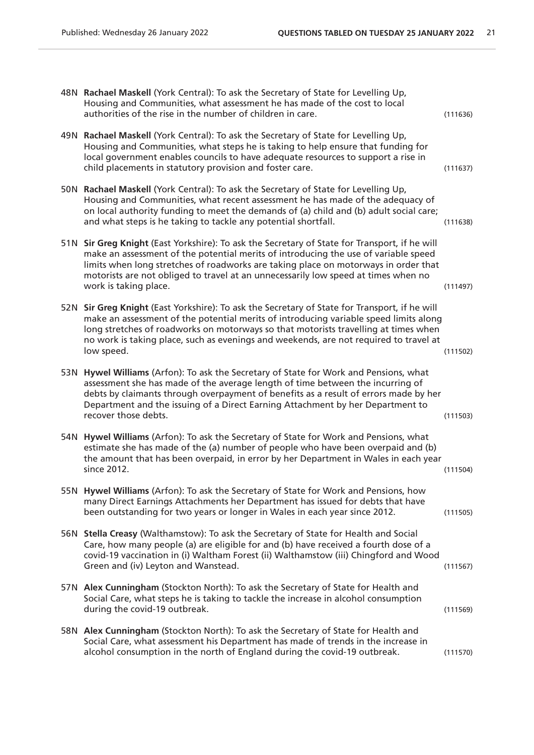48N **Rachael Maskell** (York Central): To ask the Secretary of State for Levelling Up, Housing and Communities, what assessment he has made of the cost to local authorities of the rise in the number of children in care. (111636)

49N **Rachael Maskell** (York Central): To ask the Secretary of State for Levelling Up, Housing and Communities, what steps he is taking to help ensure that funding for local government enables councils to have adequate resources to support a rise in child placements in statutory provision and foster care. (111637)

50N **Rachael Maskell** (York Central): To ask the Secretary of State for Levelling Up, Housing and Communities, what recent assessment he has made of the adequacy of on local authority funding to meet the demands of (a) child and (b) adult social care; and what steps is he taking to tackle any potential shortfall. (111638)

51N **Sir Greg Knight** (East Yorkshire): To ask the Secretary of State for Transport, if he will make an assessment of the potential merits of introducing the use of variable speed limits when long stretches of roadworks are taking place on motorways in order that motorists are not obliged to travel at an unnecessarily low speed at times when no work is taking place. (111497)

52N **Sir Greg Knight** (East Yorkshire): To ask the Secretary of State for Transport, if he will make an assessment of the potential merits of introducing variable speed limits along long stretches of roadworks on motorways so that motorists travelling at times when no work is taking place, such as evenings and weekends, are not required to travel at low speed. (111502)

53N **Hywel Williams** (Arfon): To ask the Secretary of State for Work and Pensions, what assessment she has made of the average length of time between the incurring of debts by claimants through overpayment of benefits as a result of errors made by her Department and the issuing of a Direct Earning Attachment by her Department to recover those debts. (111503)

54N **Hywel Williams** (Arfon): To ask the Secretary of State for Work and Pensions, what estimate she has made of the (a) number of people who have been overpaid and (b) the amount that has been overpaid, in error by her Department in Wales in each year since 2012. (111504)

55N **Hywel Williams** (Arfon): To ask the Secretary of State for Work and Pensions, how many Direct Earnings Attachments her Department has issued for debts that have been outstanding for two years or longer in Wales in each year since 2012. (111505)

56N **Stella Creasy** (Walthamstow): To ask the Secretary of State for Health and Social Care, how many people (a) are eligible for and (b) have received a fourth dose of a covid-19 vaccination in (i) Waltham Forest (ii) Walthamstow (iii) Chingford and Wood Green and (iv) Leyton and Wanstead. (111567)

57N **Alex Cunningham** (Stockton North): To ask the Secretary of State for Health and Social Care, what steps he is taking to tackle the increase in alcohol consumption during the covid-19 outbreak. (111569)

58N **Alex Cunningham** (Stockton North): To ask the Secretary of State for Health and Social Care, what assessment his Department has made of trends in the increase in alcohol consumption in the north of England during the covid-19 outbreak. (111570)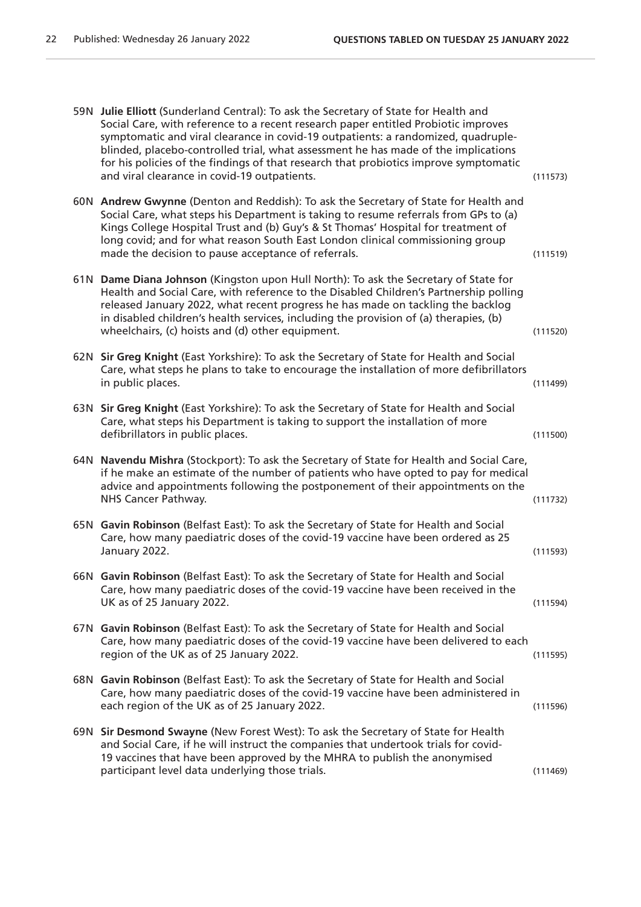59N **Julie Elliott** (Sunderland Central): To ask the Secretary of State for Health and Social Care, with reference to a recent research paper entitled Probiotic improves symptomatic and viral clearance in covid-19 outpatients: a randomized, quadruple-blinded, placebo-controlled trial, what assessment he has made of the implications for his policies of the findings of that research that probiotics improve symptomatic and viral clearance in covid-19 outpatients. (111573)

60N **Andrew Gwynne** (Denton and Reddish): To ask the Secretary of State for Health and Social Care, what steps his Department is taking to resume referrals from GPs to (a) Kings College Hospital Trust and (b) Guy's & St Thomas' Hospital for treatment of long covid; and for what reason South East London clinical commissioning group made the decision to pause acceptance of referrals. (111519)

61N **Dame Diana Johnson** (Kingston upon Hull North): To ask the Secretary of State for Health and Social Care, with reference to the Disabled Children's Partnership polling released January 2022, what recent progress he has made on tackling the backlog in disabled children's health services, including the provision of (a) therapies, (b) wheelchairs, (c) hoists and (d) other equipment. (111520)

62N **Sir Greg Knight** (East Yorkshire): To ask the Secretary of State for Health and Social Care, what steps he plans to take to encourage the installation of more defibrillators in public places. (111499)

63N **Sir Greg Knight** (East Yorkshire): To ask the Secretary of State for Health and Social Care, what steps his Department is taking to support the installation of more defibrillators in public places. (111500)

64N **Navendu Mishra** (Stockport): To ask the Secretary of State for Health and Social Care, if he make an estimate of the number of patients who have opted to pay for medical advice and appointments following the postponement of their appointments on the NHS Cancer Pathway. (111732)

65N **Gavin Robinson** (Belfast East): To ask the Secretary of State for Health and Social Care, how many paediatric doses of the covid-19 vaccine have been ordered as 25 January 2022. (111593)

66N **Gavin Robinson** (Belfast East): To ask the Secretary of State for Health and Social Care, how many paediatric doses of the covid-19 vaccine have been received in the UK as of 25 January 2022. (111594)

67N **Gavin Robinson** (Belfast East): To ask the Secretary of State for Health and Social Care, how many paediatric doses of the covid-19 vaccine have been delivered to each region of the UK as of 25 January 2022. (111595)

68N **Gavin Robinson** (Belfast East): To ask the Secretary of State for Health and Social Care, how many paediatric doses of the covid-19 vaccine have been administered in each region of the UK as of 25 January 2022. (111596)

69N **Sir Desmond Swayne** (New Forest West): To ask the Secretary of State for Health and Social Care, if he will instruct the companies that undertook trials for covid-19 vaccines that have been approved by the MHRA to publish the anonymised participant level data underlying those trials. (111469)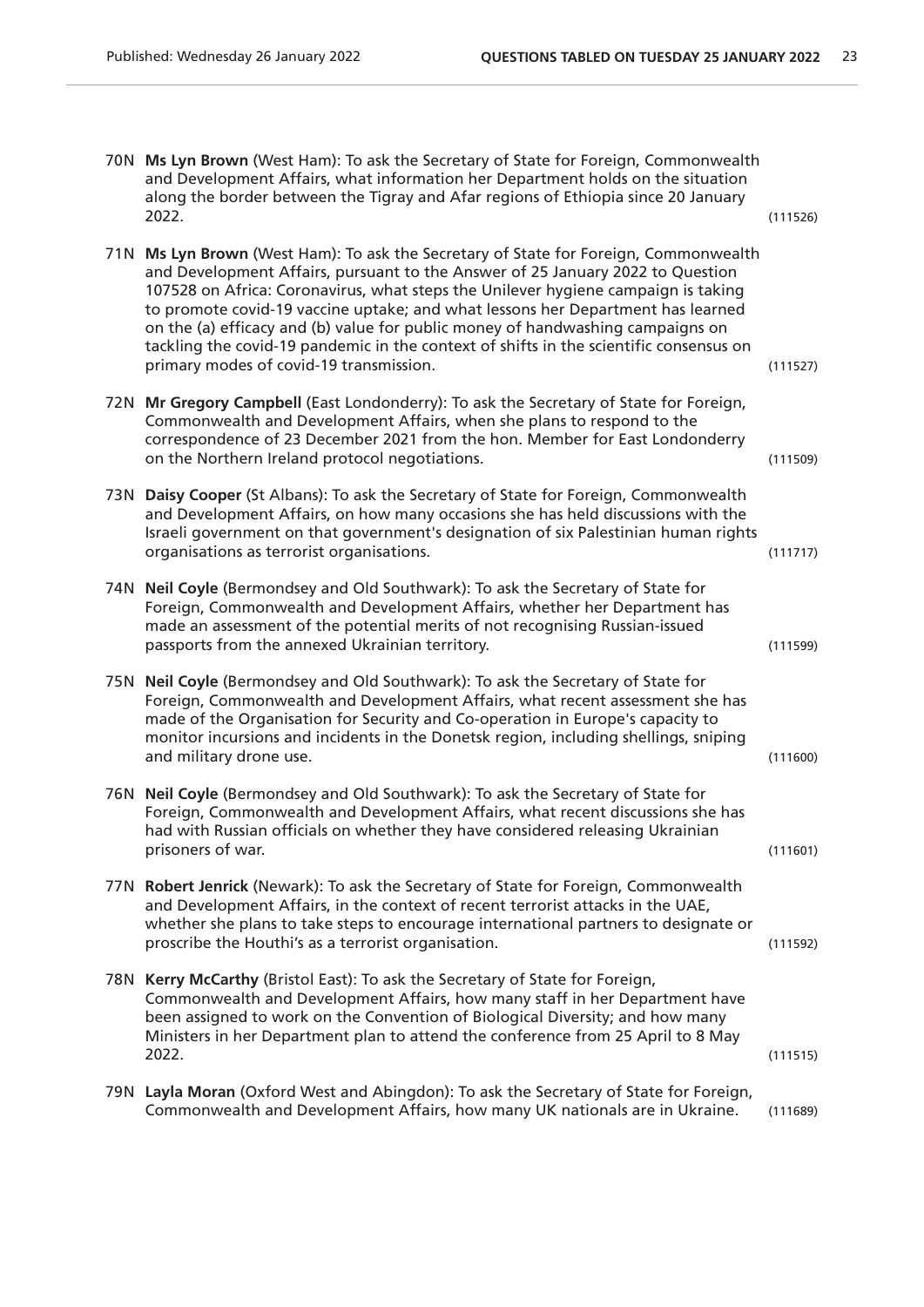70N **Ms Lyn Brown** (West Ham): To ask the Secretary of State for Foreign, Commonwealth and Development Affairs, what information her Department holds on the situation along the border between the Tigray and Afar regions of Ethiopia since 20 January 2022. (111526)

71N **Ms Lyn Brown** (West Ham): To ask the Secretary of State for Foreign, Commonwealth and Development Affairs, pursuant to the Answer of 25 January 2022 to Question 107528 on Africa: Coronavirus, what steps the Unilever hygiene campaign is taking to promote covid-19 vaccine uptake; and what lessons her Department has learned on the (a) efficacy and (b) value for public money of handwashing campaigns on tackling the covid-19 pandemic in the context of shifts in the scientific consensus on primary modes of covid-19 transmission. (111527)

72N **Mr Gregory Campbell** (East Londonderry): To ask the Secretary of State for Foreign, Commonwealth and Development Affairs, when she plans to respond to the correspondence of 23 December 2021 from the hon. Member for East Londonderry on the Northern Ireland protocol negotiations. (111509)

73N **Daisy Cooper** (St Albans): To ask the Secretary of State for Foreign, Commonwealth and Development Affairs, on how many occasions she has held discussions with the Israeli government on that government's designation of six Palestinian human rights organisations as terrorist organisations. (111717)

74N **Neil Coyle** (Bermondsey and Old Southwark): To ask the Secretary of State for Foreign, Commonwealth and Development Affairs, whether her Department has made an assessment of the potential merits of not recognising Russian-issued passports from the annexed Ukrainian territory. (111599)

75N **Neil Coyle** (Bermondsey and Old Southwark): To ask the Secretary of State for Foreign, Commonwealth and Development Affairs, what recent assessment she has made of the Organisation for Security and Co-operation in Europe's capacity to monitor incursions and incidents in the Donetsk region, including shellings, sniping and military drone use. (111600)

76N **Neil Coyle** (Bermondsey and Old Southwark): To ask the Secretary of State for Foreign, Commonwealth and Development Affairs, what recent discussions she has had with Russian officials on whether they have considered releasing Ukrainian prisoners of war. (111601)

77N **Robert Jenrick** (Newark): To ask the Secretary of State for Foreign, Commonwealth and Development Affairs, in the context of recent terrorist attacks in the UAE, whether she plans to take steps to encourage international partners to designate or proscribe the Houthi's as a terrorist organisation. (111592)

78N **Kerry McCarthy** (Bristol East): To ask the Secretary of State for Foreign, Commonwealth and Development Affairs, how many staff in her Department have been assigned to work on the Convention of Biological Diversity; and how many Ministers in her Department plan to attend the conference from 25 April to 8 May 2022. (111515)

79N **Layla Moran** (Oxford West and Abingdon): To ask the Secretary of State for Foreign, Commonwealth and Development Affairs, how many UK nationals are in Ukraine. (111689)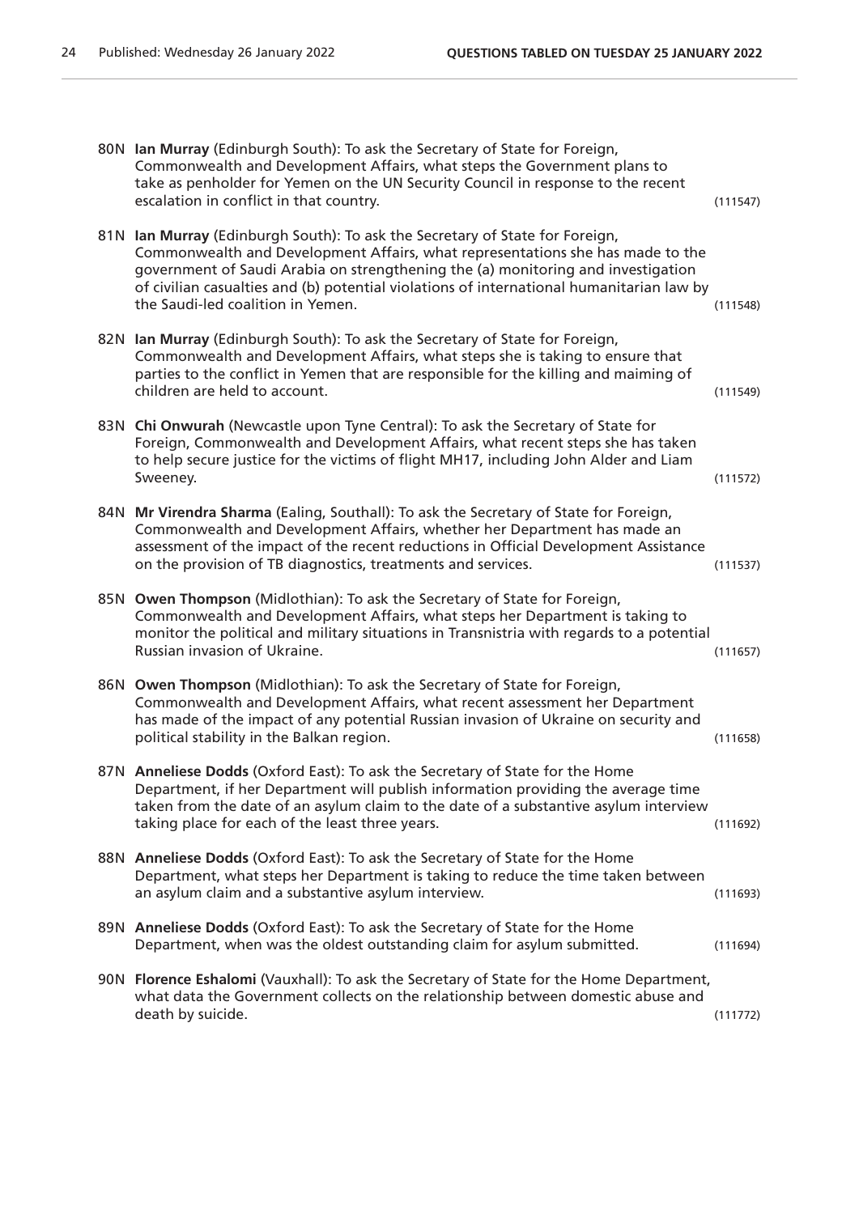80N **Ian Murray** (Edinburgh South): To ask the Secretary of State for Foreign, Commonwealth and Development Affairs, what steps the Government plans to take as penholder for Yemen on the UN Security Council in response to the recent escalation in conflict in that country. (111547)

81N **Ian Murray** (Edinburgh South): To ask the Secretary of State for Foreign, Commonwealth and Development Affairs, what representations she has made to the government of Saudi Arabia on strengthening the (a) monitoring and investigation of civilian casualties and (b) potential violations of international humanitarian law by the Saudi-led coalition in Yemen. (111548)

82N **Ian Murray** (Edinburgh South): To ask the Secretary of State for Foreign, Commonwealth and Development Affairs, what steps she is taking to ensure that parties to the conflict in Yemen that are responsible for the killing and maiming of children are held to account. (111549)

83N **Chi Onwurah** (Newcastle upon Tyne Central): To ask the Secretary of State for Foreign, Commonwealth and Development Affairs, what recent steps she has taken to help secure justice for the victims of flight MH17, including John Alder and Liam Sweeney. (111572)

84N **Mr Virendra Sharma** (Ealing, Southall): To ask the Secretary of State for Foreign, Commonwealth and Development Affairs, whether her Department has made an assessment of the impact of the recent reductions in Official Development Assistance on the provision of TB diagnostics, treatments and services. (111537)

85N **Owen Thompson** (Midlothian): To ask the Secretary of State for Foreign, Commonwealth and Development Affairs, what steps her Department is taking to monitor the political and military situations in Transnistria with regards to a potential Russian invasion of Ukraine. (111657)

86N **Owen Thompson** (Midlothian): To ask the Secretary of State for Foreign, Commonwealth and Development Affairs, what recent assessment her Department has made of the impact of any potential Russian invasion of Ukraine on security and political stability in the Balkan region. (111658)

87N **Anneliese Dodds** (Oxford East): To ask the Secretary of State for the Home Department, if her Department will publish information providing the average time taken from the date of an asylum claim to the date of a substantive asylum interview taking place for each of the least three years. (111692)

88N **Anneliese Dodds** (Oxford East): To ask the Secretary of State for the Home Department, what steps her Department is taking to reduce the time taken between an asylum claim and a substantive asylum interview. (111693)

89N **Anneliese Dodds** (Oxford East): To ask the Secretary of State for the Home Department, when was the oldest outstanding claim for asylum submitted. (111694)

90N **Florence Eshalomi** (Vauxhall): To ask the Secretary of State for the Home Department, what data the Government collects on the relationship between domestic abuse and death by suicide. (111772)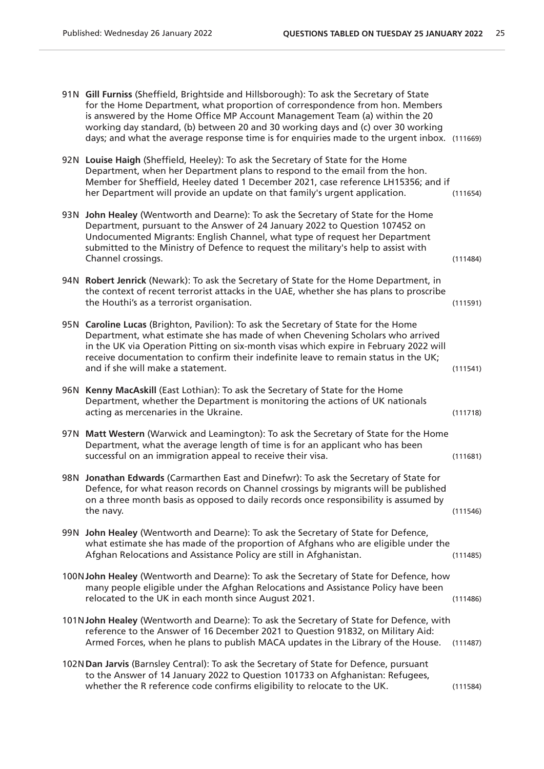91N **Gill Furniss** (Sheffield, Brightside and Hillsborough): To ask the Secretary of State for the Home Department, what proportion of correspondence from hon. Members is answered by the Home Office MP Account Management Team (a) within the 20 working day standard, (b) between 20 and 30 working days and (c) over 30 working days; and what the average response time is for enquiries made to the urgent inbox. (111669)

92N **Louise Haigh** (Sheffield, Heeley): To ask the Secretary of State for the Home Department, when her Department plans to respond to the email from the hon. Member for Sheffield, Heeley dated 1 December 2021, case reference LH15356; and if her Department will provide an update on that family's urgent application. (111654)

93N **John Healey** (Wentworth and Dearne): To ask the Secretary of State for the Home Department, pursuant to the Answer of 24 January 2022 to Question 107452 on Undocumented Migrants: English Channel, what type of request her Department submitted to the Ministry of Defence to request the military's help to assist with Channel crossings. (111484)

94N **Robert Jenrick** (Newark): To ask the Secretary of State for the Home Department, in the context of recent terrorist attacks in the UAE, whether she has plans to proscribe the Houthi's as a terrorist organisation. (111591)

95N **Caroline Lucas** (Brighton, Pavilion): To ask the Secretary of State for the Home Department, what estimate she has made of when Chevening Scholars who arrived in the UK via Operation Pitting on six-month visas which expire in February 2022 will receive documentation to confirm their indefinite leave to remain status in the UK; and if she will make a statement. (111541)

96N **Kenny MacAskill** (East Lothian): To ask the Secretary of State for the Home Department, whether the Department is monitoring the actions of UK nationals acting as mercenaries in the Ukraine. (111718)

97N **Matt Western** (Warwick and Leamington): To ask the Secretary of State for the Home Department, what the average length of time is for an applicant who has been successful on an immigration appeal to receive their visa. (111681)

98N **Jonathan Edwards** (Carmarthen East and Dinefwr): To ask the Secretary of State for Defence, for what reason records on Channel crossings by migrants will be published on a three month basis as opposed to daily records once responsibility is assumed by the navy. (111546)

99N **John Healey** (Wentworth and Dearne): To ask the Secretary of State for Defence, what estimate she has made of the proportion of Afghans who are eligible under the Afghan Relocations and Assistance Policy are still in Afghanistan. (111485)

100N **John Healey** (Wentworth and Dearne): To ask the Secretary of State for Defence, how many people eligible under the Afghan Relocations and Assistance Policy have been relocated to the UK in each month since August 2021. (111486)

101N **John Healey** (Wentworth and Dearne): To ask the Secretary of State for Defence, with reference to the Answer of 16 December 2021 to Question 91832, on Military Aid: Armed Forces, when he plans to publish MACA updates in the Library of the House. (111487)

102N **Dan Jarvis** (Barnsley Central): To ask the Secretary of State for Defence, pursuant to the Answer of 14 January 2022 to Question 101733 on Afghanistan: Refugees, whether the R reference code confirms eligibility to relocate to the UK. (111584)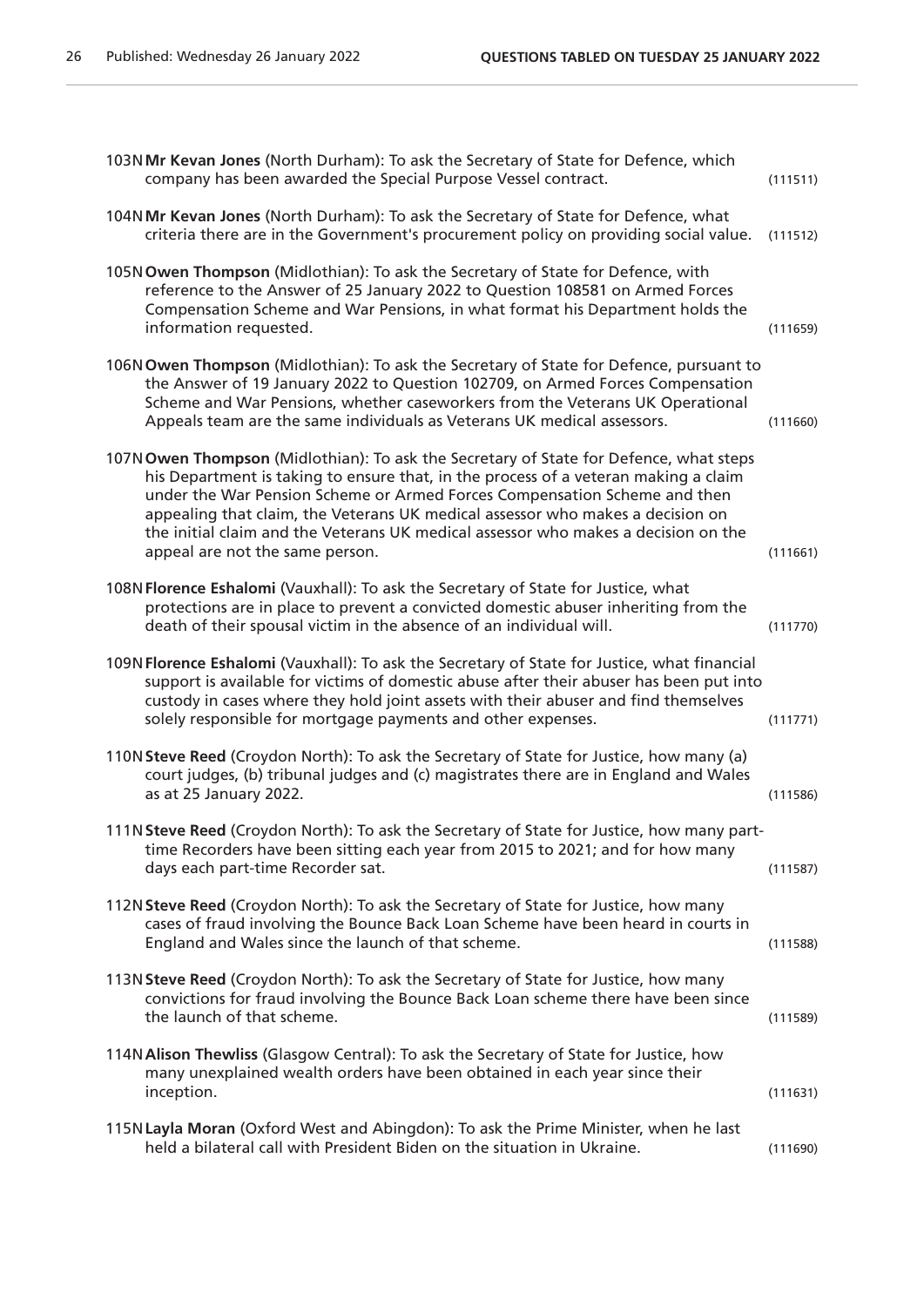103N **Mr Kevan Jones** (North Durham): To ask the Secretary of State for Defence, which company has been awarded the Special Purpose Vessel contract. (111511)

104N **Mr Kevan Jones** (North Durham): To ask the Secretary of State for Defence, what criteria there are in the Government's procurement policy on providing social value. (111512)

105N **Owen Thompson** (Midlothian): To ask the Secretary of State for Defence, with reference to the Answer of 25 January 2022 to Question 108581 on Armed Forces Compensation Scheme and War Pensions, in what format his Department holds the information requested. (111659)

106N **Owen Thompson** (Midlothian): To ask the Secretary of State for Defence, pursuant to the Answer of 19 January 2022 to Question 102709, on Armed Forces Compensation Scheme and War Pensions, whether caseworkers from the Veterans UK Operational Appeals team are the same individuals as Veterans UK medical assessors. (111660)

107N **Owen Thompson** (Midlothian): To ask the Secretary of State for Defence, what steps his Department is taking to ensure that, in the process of a veteran making a claim under the War Pension Scheme or Armed Forces Compensation Scheme and then appealing that claim, the Veterans UK medical assessor who makes a decision on the initial claim and the Veterans UK medical assessor who makes a decision on the appeal are not the same person. (111661)

108N **Florence Eshalomi** (Vauxhall): To ask the Secretary of State for Justice, what protections are in place to prevent a convicted domestic abuser inheriting from the death of their spousal victim in the absence of an individual will. (111770)

109N **Florence Eshalomi** (Vauxhall): To ask the Secretary of State for Justice, what financial support is available for victims of domestic abuse after their abuser has been put into custody in cases where they hold joint assets with their abuser and find themselves solely responsible for mortgage payments and other expenses. (111771)

110N **Steve Reed** (Croydon North): To ask the Secretary of State for Justice, how many (a) court judges, (b) tribunal judges and (c) magistrates there are in England and Wales as at 25 January 2022. (111586)

111N **Steve Reed** (Croydon North): To ask the Secretary of State for Justice, how many part-time Recorders have been sitting each year from 2015 to 2021; and for how many days each part-time Recorder sat. (111587)

112N **Steve Reed** (Croydon North): To ask the Secretary of State for Justice, how many cases of fraud involving the Bounce Back Loan Scheme have been heard in courts in England and Wales since the launch of that scheme. (111588)

113N **Steve Reed** (Croydon North): To ask the Secretary of State for Justice, how many convictions for fraud involving the Bounce Back Loan scheme there have been since the launch of that scheme. (111589)

114N **Alison Thewliss** (Glasgow Central): To ask the Secretary of State for Justice, how many unexplained wealth orders have been obtained in each year since their inception. (111631)

115N **Layla Moran** (Oxford West and Abingdon): To ask the Prime Minister, when he last held a bilateral call with President Biden on the situation in Ukraine. (111690)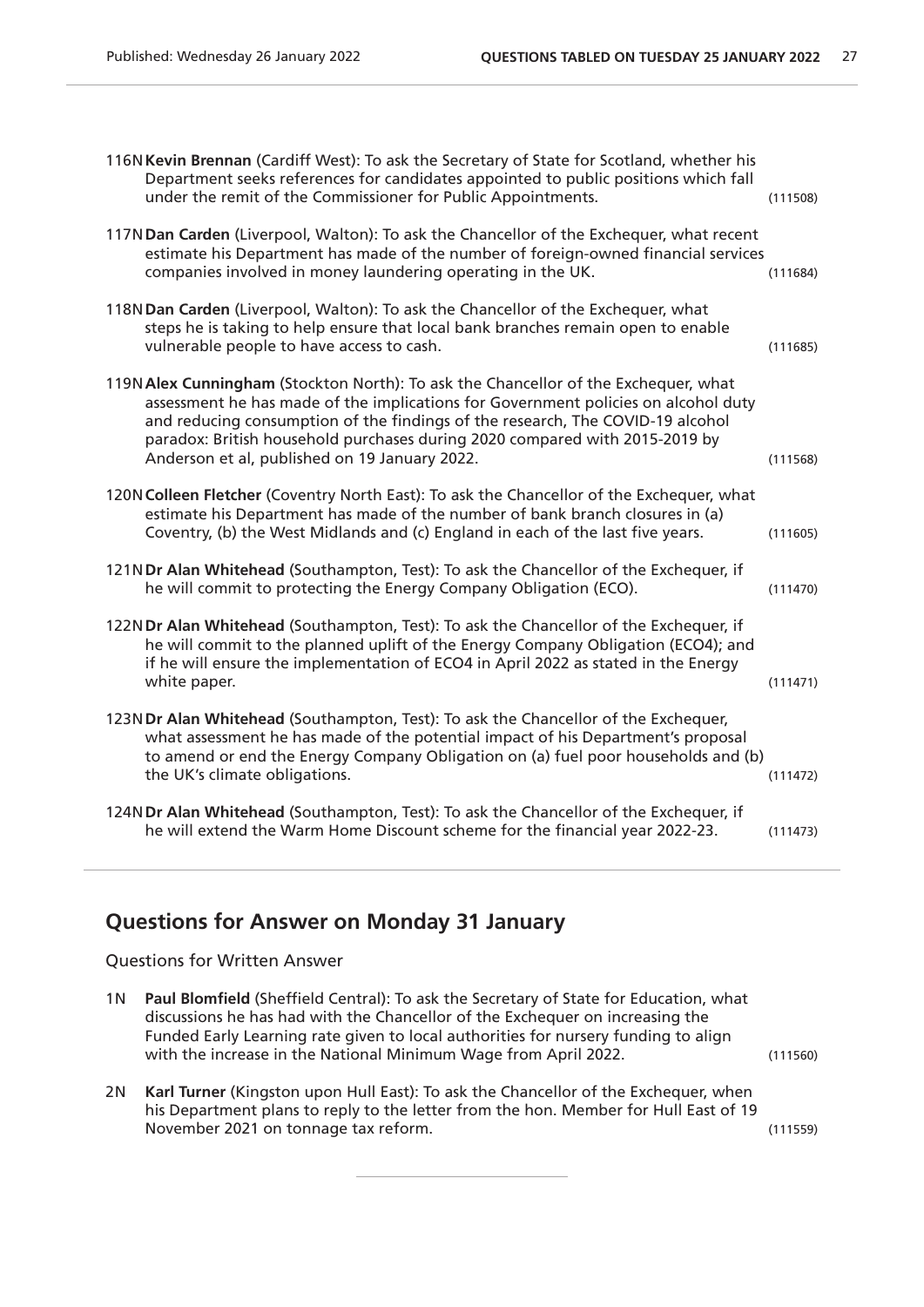116N **Kevin Brennan** (Cardiff West): To ask the Secretary of State for Scotland, whether his Department seeks references for candidates appointed to public positions which fall under the remit of the Commissioner for Public Appointments. (111508)

117N **Dan Carden** (Liverpool, Walton): To ask the Chancellor of the Exchequer, what recent estimate his Department has made of the number of foreign-owned financial services companies involved in money laundering operating in the UK. (111684)

118N **Dan Carden** (Liverpool, Walton): To ask the Chancellor of the Exchequer, what steps he is taking to help ensure that local bank branches remain open to enable vulnerable people to have access to cash. (111685)

119N **Alex Cunningham** (Stockton North): To ask the Chancellor of the Exchequer, what assessment he has made of the implications for Government policies on alcohol duty and reducing consumption of the findings of the research, The COVID-19 alcohol paradox: British household purchases during 2020 compared with 2015-2019 by Anderson et al, published on 19 January 2022. (111568)

120N **Colleen Fletcher** (Coventry North East): To ask the Chancellor of the Exchequer, what estimate his Department has made of the number of bank branch closures in (a) Coventry, (b) the West Midlands and (c) England in each of the last five years. (111605)

121N **Dr Alan Whitehead** (Southampton, Test): To ask the Chancellor of the Exchequer, if he will commit to protecting the Energy Company Obligation (ECO). (111470)

122N **Dr Alan Whitehead** (Southampton, Test): To ask the Chancellor of the Exchequer, if he will commit to the planned uplift of the Energy Company Obligation (ECO4); and if he will ensure the implementation of ECO4 in April 2022 as stated in the Energy white paper. (111471)

123N **Dr Alan Whitehead** (Southampton, Test): To ask the Chancellor of the Exchequer, what assessment he has made of the potential impact of his Department's proposal to amend or end the Energy Company Obligation on (a) fuel poor households and (b) the UK's climate obligations. (111472)

124N **Dr Alan Whitehead** (Southampton, Test): To ask the Chancellor of the Exchequer, if he will extend the Warm Home Discount scheme for the financial year 2022-23. (111473)

## Questions for Answer on Monday 31 January

Questions for Written Answer

1N **Paul Blomfield** (Sheffield Central): To ask the Secretary of State for Education, what discussions he has had with the Chancellor of the Exchequer on increasing the Funded Early Learning rate given to local authorities for nursery funding to align with the increase in the National Minimum Wage from April 2022. (111560)

2N **Karl Turner** (Kingston upon Hull East): To ask the Chancellor of the Exchequer, when his Department plans to reply to the letter from the hon. Member for Hull East of 19 November 2021 on tonnage tax reform. (111559)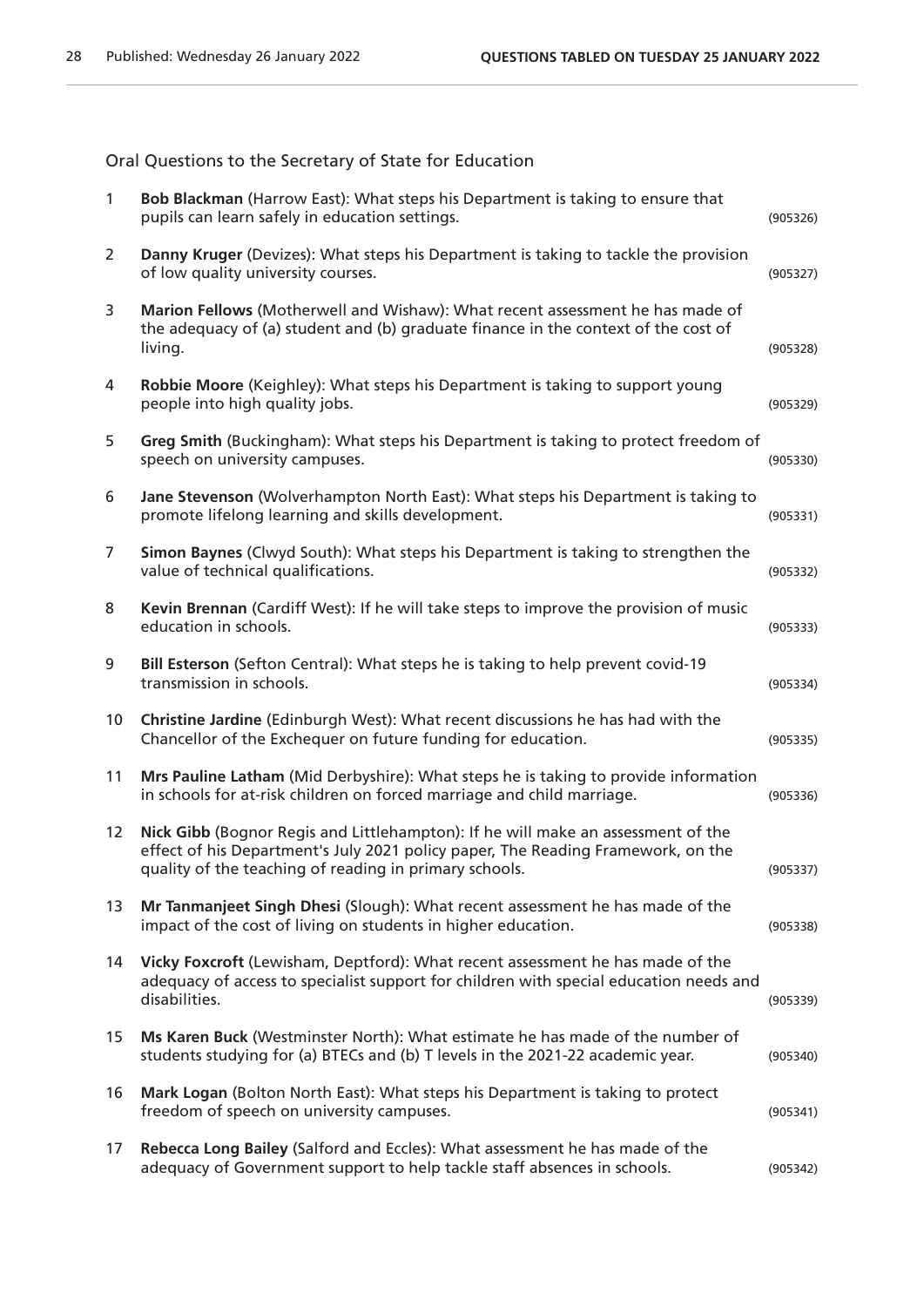## Oral Questions to the Secretary of State for Education

1 **Bob Blackman** (Harrow East): What steps his Department is taking to ensure that pupils can learn safely in education settings. (905326)

2 **Danny Kruger** (Devizes): What steps his Department is taking to tackle the provision of low quality university courses. (905327)

3 **Marion Fellows** (Motherwell and Wishaw): What recent assessment he has made of the adequacy of (a) student and (b) graduate finance in the context of the cost of living. (905328)

4 **Robbie Moore** (Keighley): What steps his Department is taking to support young people into high quality jobs. (905329)

5 **Greg Smith** (Buckingham): What steps his Department is taking to protect freedom of speech on university campuses. (905330)

6 **Jane Stevenson** (Wolverhampton North East): What steps his Department is taking to promote lifelong learning and skills development. (905331)

7 **Simon Baynes** (Clwyd South): What steps his Department is taking to strengthen the value of technical qualifications. (905332)

8 **Kevin Brennan** (Cardiff West): If he will take steps to improve the provision of music education in schools. (905333)

9 **Bill Esterson** (Sefton Central): What steps he is taking to help prevent covid-19 transmission in schools. (905334)

10 **Christine Jardine** (Edinburgh West): What recent discussions he has had with the Chancellor of the Exchequer on future funding for education. (905335)

11 **Mrs Pauline Latham** (Mid Derbyshire): What steps he is taking to provide information in schools for at-risk children on forced marriage and child marriage. (905336)

12 **Nick Gibb** (Bognor Regis and Littlehampton): If he will make an assessment of the effect of his Department's July 2021 policy paper, The Reading Framework, on the quality of the teaching of reading in primary schools. (905337)

13 **Mr Tanmanjeet Singh Dhesi** (Slough): What recent assessment he has made of the impact of the cost of living on students in higher education. (905338)

14 **Vicky Foxcroft** (Lewisham, Deptford): What recent assessment he has made of the adequacy of access to specialist support for children with special education needs and disabilities. (905339)

15 **Ms Karen Buck** (Westminster North): What estimate he has made of the number of students studying for (a) BTECs and (b) T levels in the 2021-22 academic year. (905340)

16 **Mark Logan** (Bolton North East): What steps his Department is taking to protect freedom of speech on university campuses. (905341)

17 **Rebecca Long Bailey** (Salford and Eccles): What assessment he has made of the adequacy of Government support to help tackle staff absences in schools. (905342)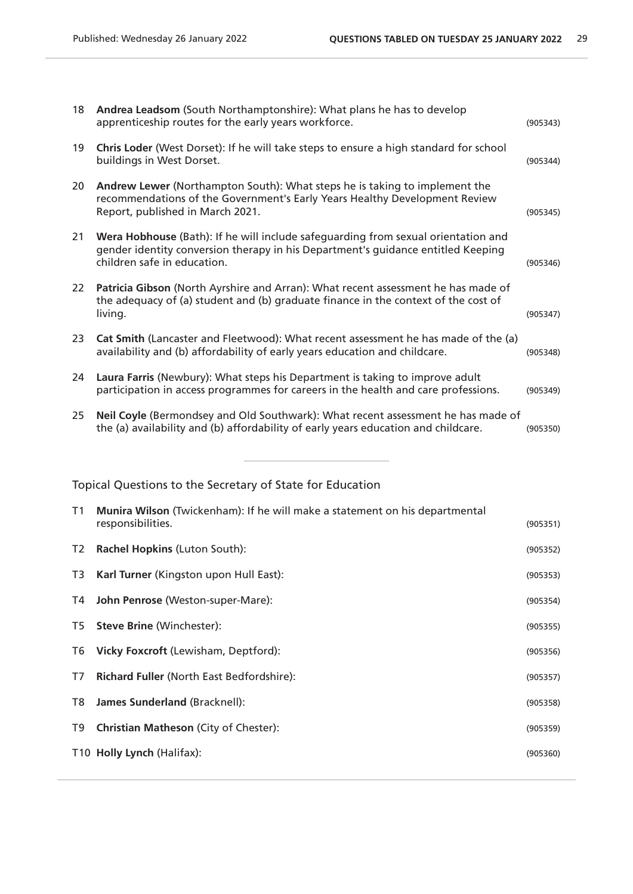18 **Andrea Leadsom** (South Northamptonshire): What plans he has to develop apprenticeship routes for the early years workforce. (905343)

19 **Chris Loder** (West Dorset): If he will take steps to ensure a high standard for school buildings in West Dorset. (905344)

20 **Andrew Lewer** (Northampton South): What steps he is taking to implement the recommendations of the Government's Early Years Healthy Development Review Report, published in March 2021. (905345)

21 **Wera Hobhouse** (Bath): If he will include safeguarding from sexual orientation and gender identity conversion therapy in his Department's guidance entitled Keeping children safe in education. (905346)

22 **Patricia Gibson** (North Ayrshire and Arran): What recent assessment he has made of the adequacy of (a) student and (b) graduate finance in the context of the cost of living. (905347)

23 **Cat Smith** (Lancaster and Fleetwood): What recent assessment he has made of the (a) availability and (b) affordability of early years education and childcare. (905348)

24 **Laura Farris** (Newbury): What steps his Department is taking to improve adult participation in access programmes for careers in the health and care professions. (905349)

25 **Neil Coyle** (Bermondsey and Old Southwark): What recent assessment he has made of the (a) availability and (b) affordability of early years education and childcare. (905350)

---

## Topical Questions to the Secretary of State for Education

T1 **Munira Wilson** (Twickenham): If he will make a statement on his departmental responsibilities. (905351)

T2 **Rachel Hopkins** (Luton South): (905352)

T3 **Karl Turner** (Kingston upon Hull East): (905353)

T4 **John Penrose** (Weston-super-Mare): (905354)

T5 **Steve Brine** (Winchester): (905355)

T6 **Vicky Foxcroft** (Lewisham, Deptford): (905356)

T7 **Richard Fuller** (North East Bedfordshire): (905357)

T8 **James Sunderland** (Bracknell): (905358)

T9 **Christian Matheson** (City of Chester): (905359)

T10 **Holly Lynch** (Halifax): (905360)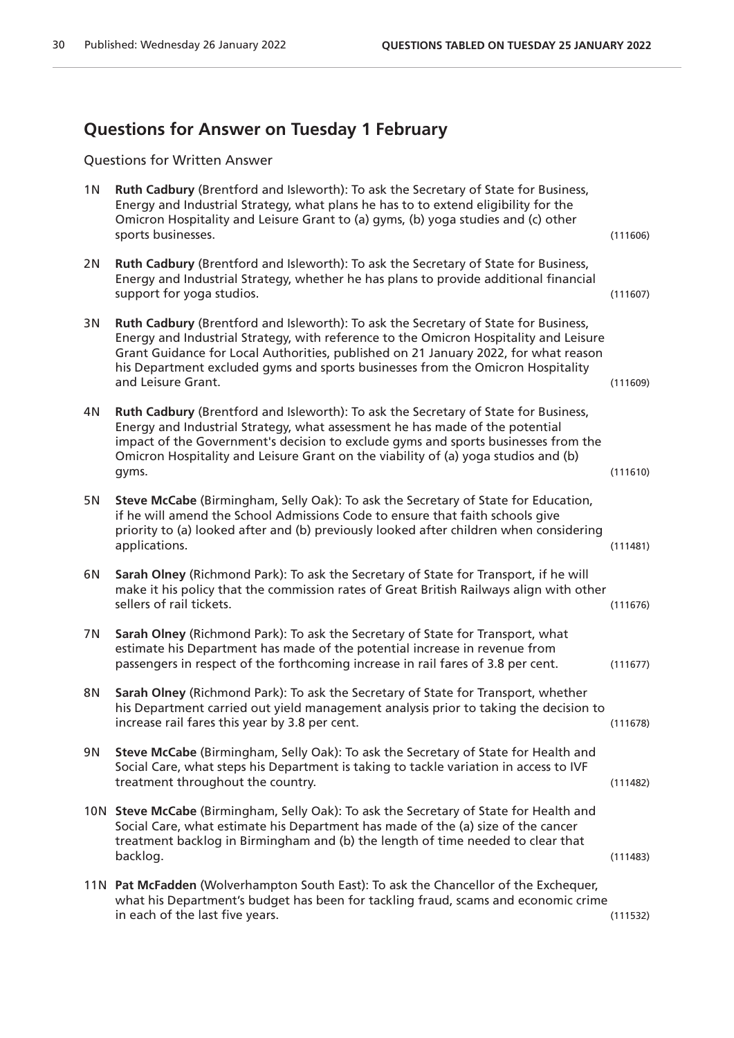## Questions for Answer on Tuesday 1 February

Questions for Written Answer

1N **Ruth Cadbury** (Brentford and Isleworth): To ask the Secretary of State for Business, Energy and Industrial Strategy, what plans he has to to extend eligibility for the Omicron Hospitality and Leisure Grant to (a) gyms, (b) yoga studies and (c) other sports businesses. (111606)

2N **Ruth Cadbury** (Brentford and Isleworth): To ask the Secretary of State for Business, Energy and Industrial Strategy, whether he has plans to provide additional financial support for yoga studios. (111607)

3N **Ruth Cadbury** (Brentford and Isleworth): To ask the Secretary of State for Business, Energy and Industrial Strategy, with reference to the Omicron Hospitality and Leisure Grant Guidance for Local Authorities, published on 21 January 2022, for what reason his Department excluded gyms and sports businesses from the Omicron Hospitality and Leisure Grant. (111609)

4N **Ruth Cadbury** (Brentford and Isleworth): To ask the Secretary of State for Business, Energy and Industrial Strategy, what assessment he has made of the potential impact of the Government's decision to exclude gyms and sports businesses from the Omicron Hospitality and Leisure Grant on the viability of (a) yoga studios and (b) gyms. (111610)

5N **Steve McCabe** (Birmingham, Selly Oak): To ask the Secretary of State for Education, if he will amend the School Admissions Code to ensure that faith schools give priority to (a) looked after and (b) previously looked after children when considering applications. (111481)

6N **Sarah Olney** (Richmond Park): To ask the Secretary of State for Transport, if he will make it his policy that the commission rates of Great British Railways align with other sellers of rail tickets. (111676)

7N **Sarah Olney** (Richmond Park): To ask the Secretary of State for Transport, what estimate his Department has made of the potential increase in revenue from passengers in respect of the forthcoming increase in rail fares of 3.8 per cent. (111677)

8N **Sarah Olney** (Richmond Park): To ask the Secretary of State for Transport, whether his Department carried out yield management analysis prior to taking the decision to increase rail fares this year by 3.8 per cent. (111678)

9N **Steve McCabe** (Birmingham, Selly Oak): To ask the Secretary of State for Health and Social Care, what steps his Department is taking to tackle variation in access to IVF treatment throughout the country. (111482)

10N **Steve McCabe** (Birmingham, Selly Oak): To ask the Secretary of State for Health and Social Care, what estimate his Department has made of the (a) size of the cancer treatment backlog in Birmingham and (b) the length of time needed to clear that backlog. (111483)

11N **Pat McFadden** (Wolverhampton South East): To ask the Chancellor of the Exchequer, what his Department's budget has been for tackling fraud, scams and economic crime in each of the last five years. (111532)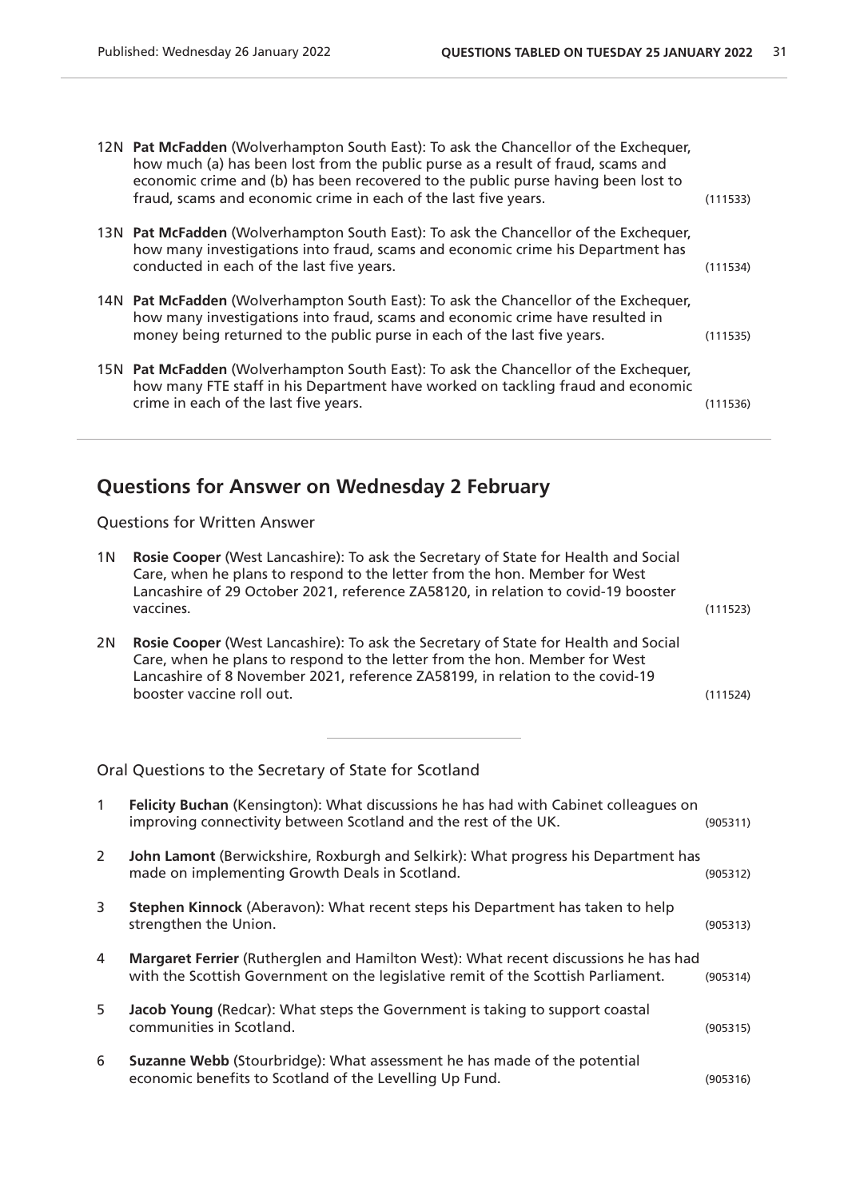12N **Pat McFadden** (Wolverhampton South East): To ask the Chancellor of the Exchequer, how much (a) has been lost from the public purse as a result of fraud, scams and economic crime and (b) has been recovered to the public purse having been lost to fraud, scams and economic crime in each of the last five years. (111533)

13N **Pat McFadden** (Wolverhampton South East): To ask the Chancellor of the Exchequer, how many investigations into fraud, scams and economic crime his Department has conducted in each of the last five years. (111534)

14N **Pat McFadden** (Wolverhampton South East): To ask the Chancellor of the Exchequer, how many investigations into fraud, scams and economic crime have resulted in money being returned to the public purse in each of the last five years. (111535)

15N **Pat McFadden** (Wolverhampton South East): To ask the Chancellor of the Exchequer, how many FTE staff in his Department have worked on tackling fraud and economic crime in each of the last five years. (111536)

## Questions for Answer on Wednesday 2 February

Questions for Written Answer

1N **Rosie Cooper** (West Lancashire): To ask the Secretary of State for Health and Social Care, when he plans to respond to the letter from the hon. Member for West Lancashire of 29 October 2021, reference ZA58120, in relation to covid-19 booster vaccines. (111523)

2N **Rosie Cooper** (West Lancashire): To ask the Secretary of State for Health and Social Care, when he plans to respond to the letter from the hon. Member for West Lancashire of 8 November 2021, reference ZA58199, in relation to the covid-19 booster vaccine roll out. (111524)

Oral Questions to the Secretary of State for Scotland

1 **Felicity Buchan** (Kensington): What discussions he has had with Cabinet colleagues on improving connectivity between Scotland and the rest of the UK. (905311)

2 **John Lamont** (Berwickshire, Roxburgh and Selkirk): What progress his Department has made on implementing Growth Deals in Scotland. (905312)

3 **Stephen Kinnock** (Aberavon): What recent steps his Department has taken to help strengthen the Union. (905313)

4 **Margaret Ferrier** (Rutherglen and Hamilton West): What recent discussions he has had with the Scottish Government on the legislative remit of the Scottish Parliament. (905314)

5 **Jacob Young** (Redcar): What steps the Government is taking to support coastal communities in Scotland. (905315)

6 **Suzanne Webb** (Stourbridge): What assessment he has made of the potential economic benefits to Scotland of the Levelling Up Fund. (905316)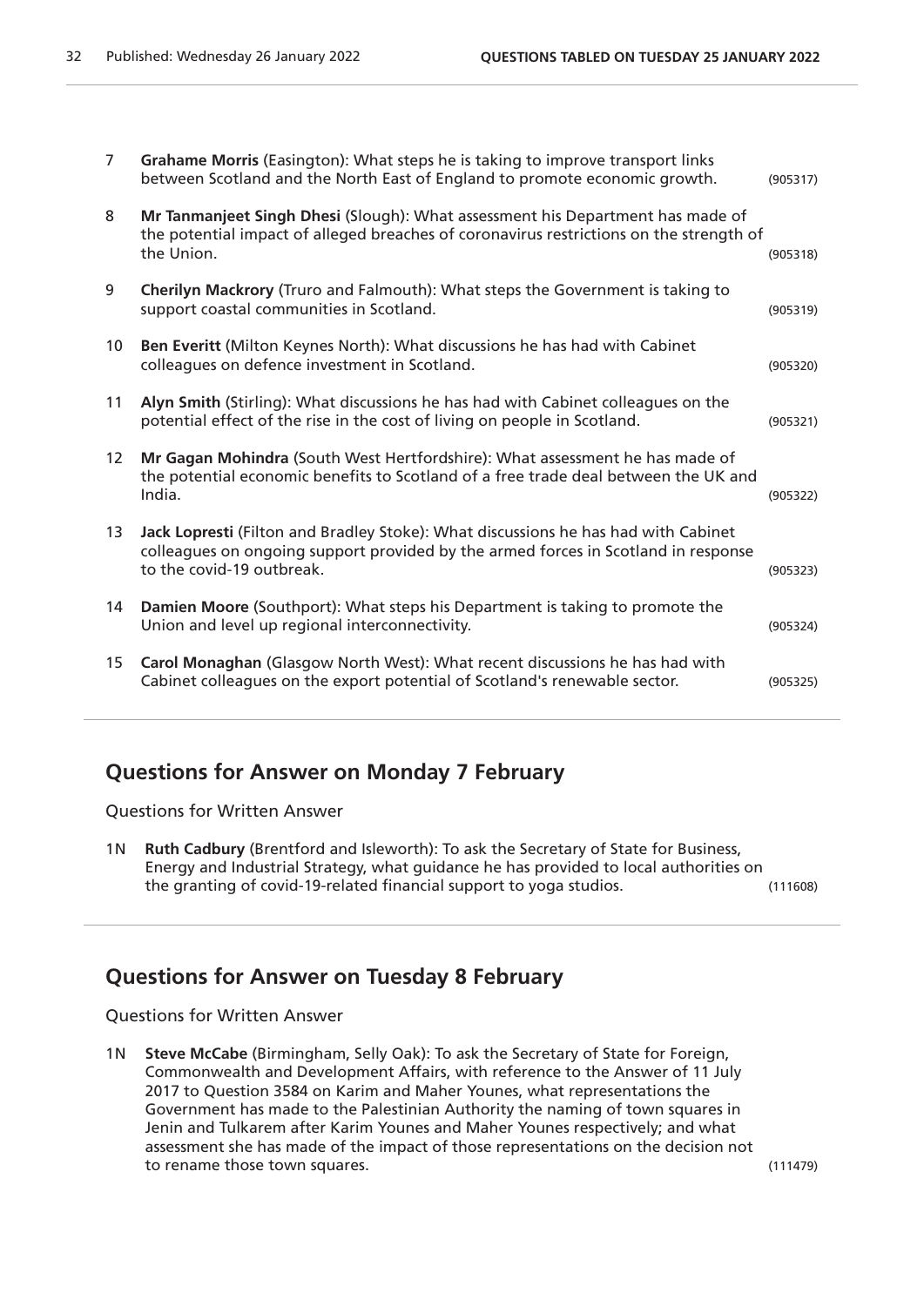7 **Grahame Morris** (Easington): What steps he is taking to improve transport links between Scotland and the North East of England to promote economic growth. (905317)

8 **Mr Tanmanjeet Singh Dhesi** (Slough): What assessment his Department has made of the potential impact of alleged breaches of coronavirus restrictions on the strength of the Union. (905318)

9 **Cherilyn Mackrory** (Truro and Falmouth): What steps the Government is taking to support coastal communities in Scotland. (905319)

10 **Ben Everitt** (Milton Keynes North): What discussions he has had with Cabinet colleagues on defence investment in Scotland. (905320)

11 **Alyn Smith** (Stirling): What discussions he has had with Cabinet colleagues on the potential effect of the rise in the cost of living on people in Scotland. (905321)

12 **Mr Gagan Mohindra** (South West Hertfordshire): What assessment he has made of the potential economic benefits to Scotland of a free trade deal between the UK and India. (905322)

13 **Jack Lopresti** (Filton and Bradley Stoke): What discussions he has had with Cabinet colleagues on ongoing support provided by the armed forces in Scotland in response to the covid-19 outbreak. (905323)

14 **Damien Moore** (Southport): What steps his Department is taking to promote the Union and level up regional interconnectivity. (905324)

15 **Carol Monaghan** (Glasgow North West): What recent discussions he has had with Cabinet colleagues on the export potential of Scotland's renewable sector. (905325)

## Questions for Answer on Monday 7 February

Questions for Written Answer

1N **Ruth Cadbury** (Brentford and Isleworth): To ask the Secretary of State for Business, Energy and Industrial Strategy, what guidance he has provided to local authorities on the granting of covid-19-related financial support to yoga studios. (111608)

## Questions for Answer on Tuesday 8 February

Questions for Written Answer

1N **Steve McCabe** (Birmingham, Selly Oak): To ask the Secretary of State for Foreign, Commonwealth and Development Affairs, with reference to the Answer of 11 July 2017 to Question 3584 on Karim and Maher Younes, what representations the Government has made to the Palestinian Authority the naming of town squares in Jenin and Tulkarem after Karim Younes and Maher Younes respectively; and what assessment she has made of the impact of those representations on the decision not to rename those town squares. (111479)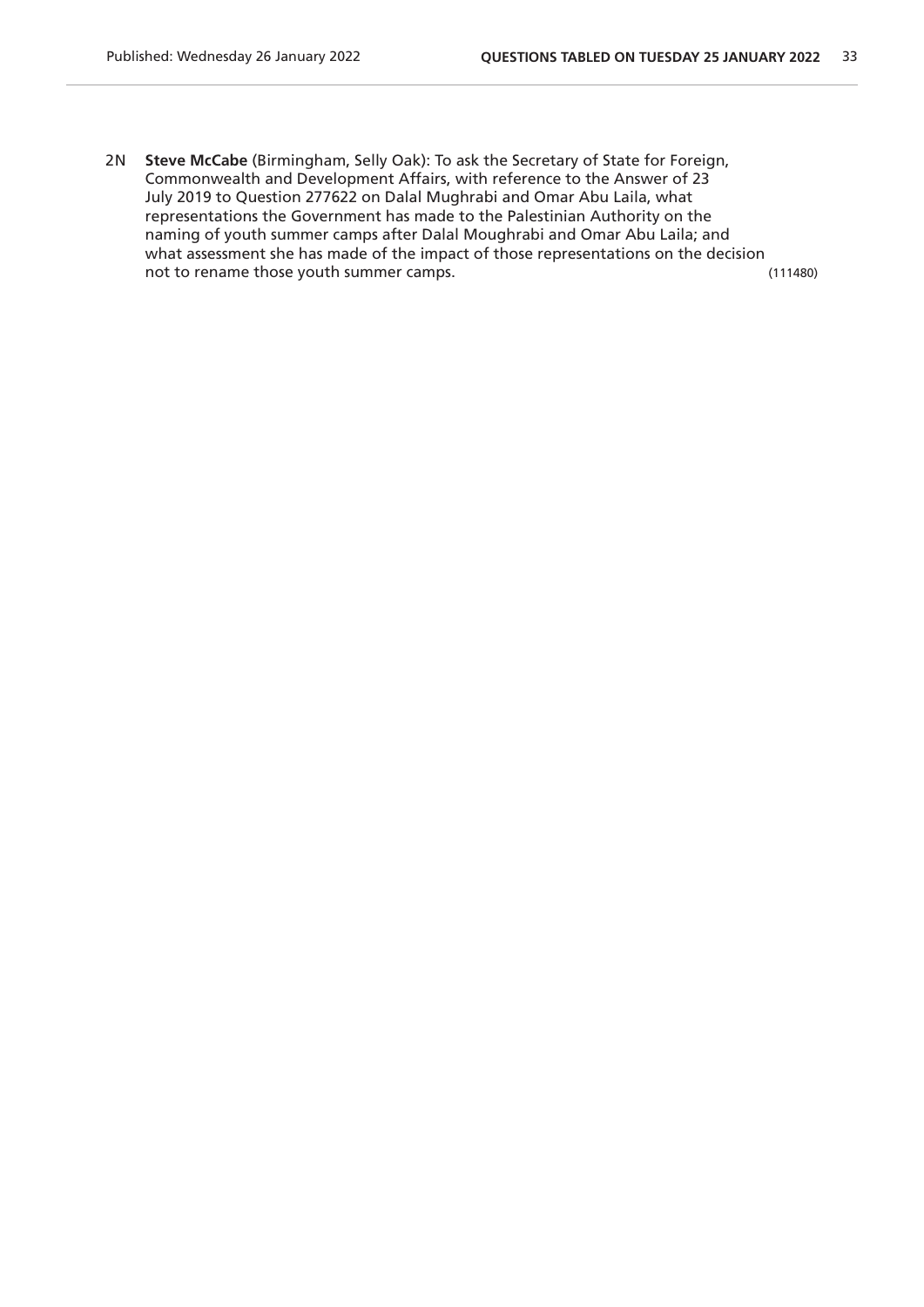2N **Steve McCabe** (Birmingham, Selly Oak): To ask the Secretary of State for Foreign, Commonwealth and Development Affairs, with reference to the Answer of 23 July 2019 to Question 277622 on Dalal Mughrabi and Omar Abu Laila, what representations the Government has made to the Palestinian Authority on the naming of youth summer camps after Dalal Moughrabi and Omar Abu Laila; and what assessment she has made of the impact of those representations on the decision not to rename those youth summer camps. (111480)